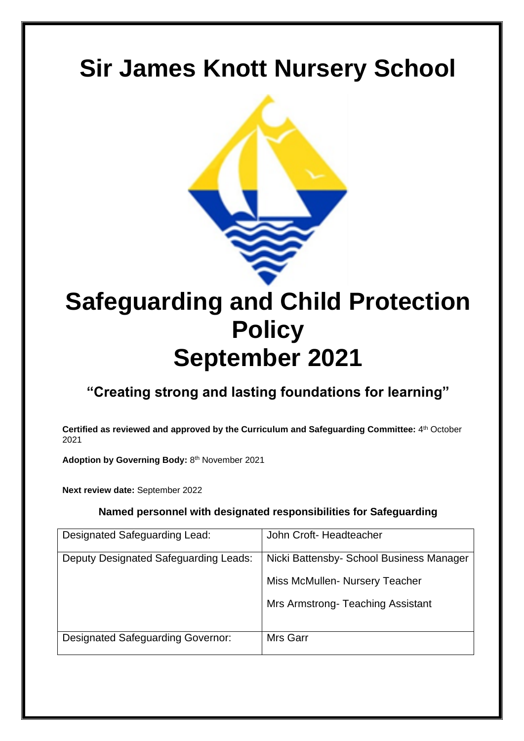# Sir James Knott Nursery School

# Safeguarding and Child Protection Policy
# September 2021

## "Creating strong and lasting foundations for learning"

**Certified as reviewed and approved by the Curriculum and Safeguarding Committee:** 4th October 2021

**Adoption by Governing Body:** 8th November 2021

**Next review date:** September 2022

### Named personnel with designated responsibilities for Safeguarding

| | |
|---|---|
| Designated Safeguarding Lead: | John Croft- Headteacher |
| Deputy Designated Safeguarding Leads: | Nicki Battensby- School Business Manager<br>Miss McMullen- Nursery Teacher<br>Mrs Armstrong- Teaching Assistant |
| Designated Safeguarding Governor: | Mrs Garr |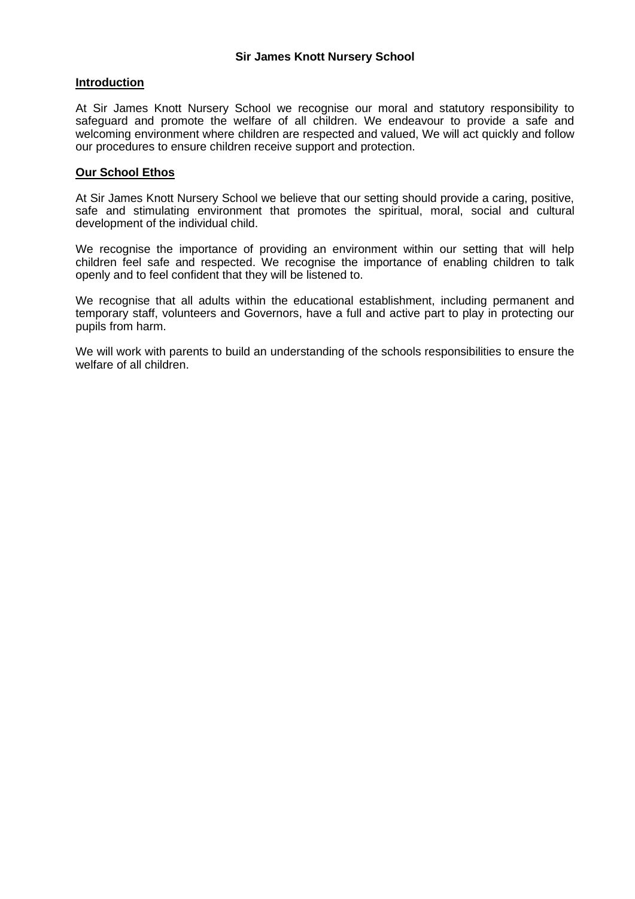**Sir James Knott Nursery School**

## Introduction

At Sir James Knott Nursery School we recognise our moral and statutory responsibility to safeguard and promote the welfare of all children. We endeavour to provide a safe and welcoming environment where children are respected and valued, We will act quickly and follow our procedures to ensure children receive support and protection.

## Our School Ethos

At Sir James Knott Nursery School we believe that our setting should provide a caring, positive, safe and stimulating environment that promotes the spiritual, moral, social and cultural development of the individual child.

We recognise the importance of providing an environment within our setting that will help children feel safe and respected. We recognise the importance of enabling children to talk openly and to feel confident that they will be listened to.

We recognise that all adults within the educational establishment, including permanent and temporary staff, volunteers and Governors, have a full and active part to play in protecting our pupils from harm.

We will work with parents to build an understanding of the schools responsibilities to ensure the welfare of all children.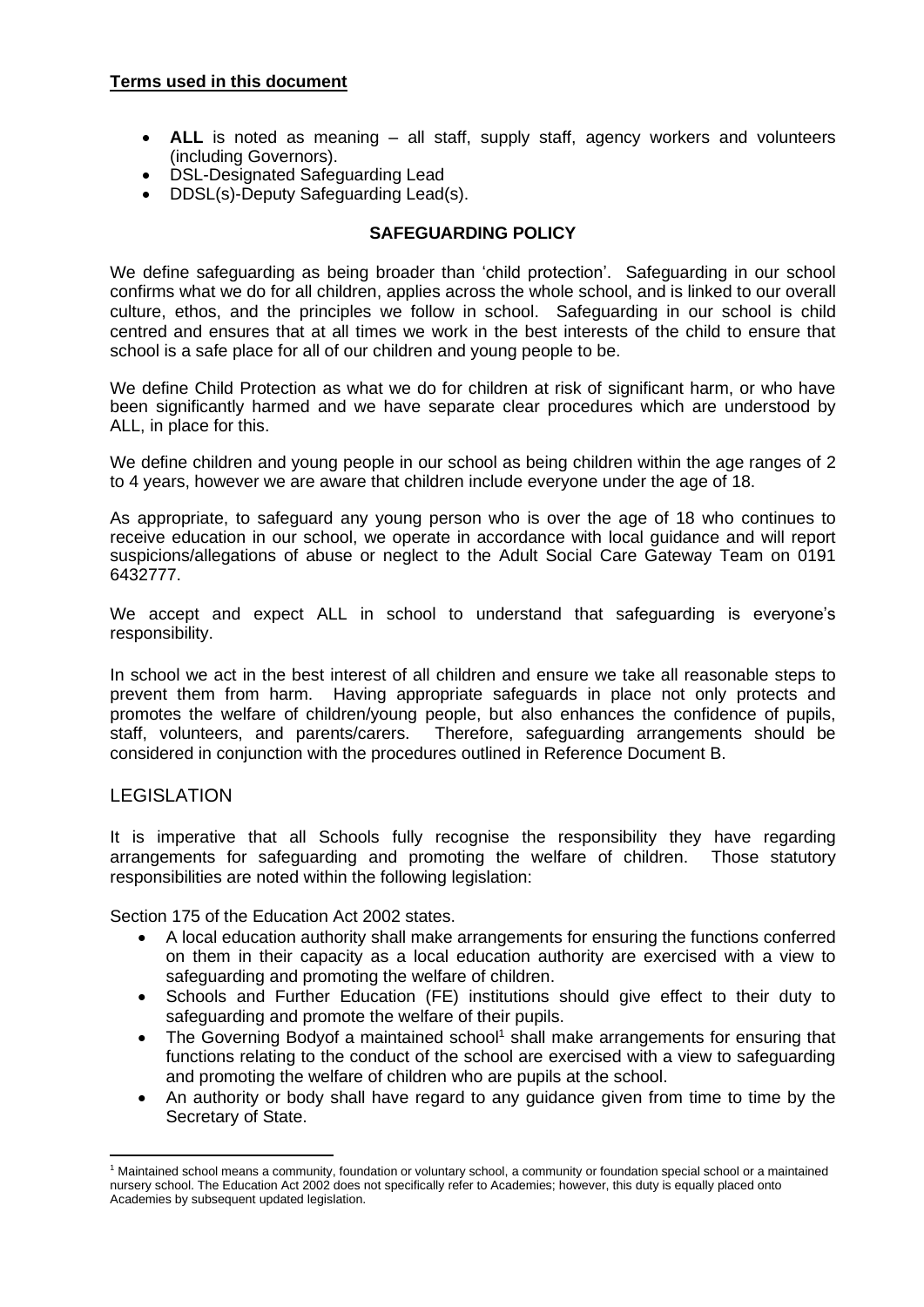**Terms used in this document**

- **ALL** is noted as meaning – all staff, supply staff, agency workers and volunteers (including Governors).
- DSL-Designated Safeguarding Lead
- DDSL(s)-Deputy Safeguarding Lead(s).

## SAFEGUARDING POLICY

We define safeguarding as being broader than 'child protection'. Safeguarding in our school confirms what we do for all children, applies across the whole school, and is linked to our overall culture, ethos, and the principles we follow in school. Safeguarding in our school is child centred and ensures that at all times we work in the best interests of the child to ensure that school is a safe place for all of our children and young people to be.

We define Child Protection as what we do for children at risk of significant harm, or who have been significantly harmed and we have separate clear procedures which are understood by ALL, in place for this.

We define children and young people in our school as being children within the age ranges of 2 to 4 years, however we are aware that children include everyone under the age of 18.

As appropriate, to safeguard any young person who is over the age of 18 who continues to receive education in our school, we operate in accordance with local guidance and will report suspicions/allegations of abuse or neglect to the Adult Social Care Gateway Team on 0191 6432777.

We accept and expect ALL in school to understand that safeguarding is everyone's responsibility.

In school we act in the best interest of all children and ensure we take all reasonable steps to prevent them from harm. Having appropriate safeguards in place not only protects and promotes the welfare of children/young people, but also enhances the confidence of pupils, staff, volunteers, and parents/carers. Therefore, safeguarding arrangements should be considered in conjunction with the procedures outlined in Reference Document B.

## LEGISLATION

It is imperative that all Schools fully recognise the responsibility they have regarding arrangements for safeguarding and promoting the welfare of children. Those statutory responsibilities are noted within the following legislation:

Section 175 of the Education Act 2002 states.

- A local education authority shall make arrangements for ensuring the functions conferred on them in their capacity as a local education authority are exercised with a view to safeguarding and promoting the welfare of children.
- Schools and Further Education (FE) institutions should give effect to their duty to safeguarding and promote the welfare of their pupils.
- The Governing Bodyof a maintained school[1] shall make arrangements for ensuring that functions relating to the conduct of the school are exercised with a view to safeguarding and promoting the welfare of children who are pupils at the school.
- An authority or body shall have regard to any guidance given from time to time by the Secretary of State.

[1] Maintained school means a community, foundation or voluntary school, a community or foundation special school or a maintained nursery school. The Education Act 2002 does not specifically refer to Academies; however, this duty is equally placed onto Academies by subsequent updated legislation.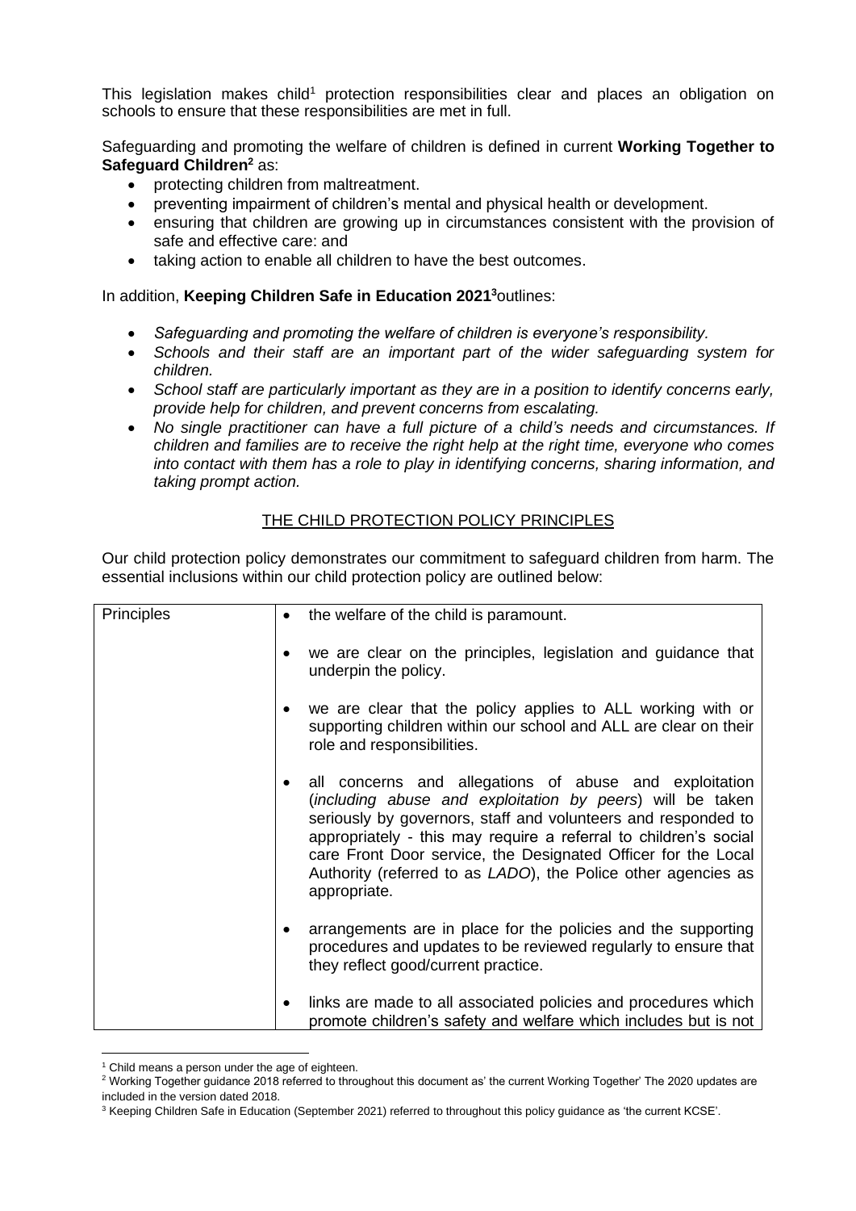This legislation makes child[1] protection responsibilities clear and places an obligation on schools to ensure that these responsibilities are met in full.

Safeguarding and promoting the welfare of children is defined in current **Working Together to Safeguard Children[2]** as:

- protecting children from maltreatment.
- preventing impairment of children's mental and physical health or development.
- ensuring that children are growing up in circumstances consistent with the provision of safe and effective care: and
- taking action to enable all children to have the best outcomes.

In addition, **Keeping Children Safe in Education 2021[3]**outlines:

- *Safeguarding and promoting the welfare of children is everyone's responsibility.*
- *Schools and their staff are an important part of the wider safeguarding system for children.*
- *School staff are particularly important as they are in a position to identify concerns early, provide help for children, and prevent concerns from escalating.*
- *No single practitioner can have a full picture of a child's needs and circumstances. If children and families are to receive the right help at the right time, everyone who comes into contact with them has a role to play in identifying concerns, sharing information, and taking prompt action.*

## THE CHILD PROTECTION POLICY PRINCIPLES

Our child protection policy demonstrates our commitment to safeguard children from harm. The essential inclusions within our child protection policy are outlined below:

| Principles | |
|---|---|
| | • the welfare of the child is paramount.<br><br>• we are clear on the principles, legislation and guidance that underpin the policy.<br><br>• we are clear that the policy applies to ALL working with or supporting children within our school and ALL are clear on their role and responsibilities.<br><br>• all concerns and allegations of abuse and exploitation (*including abuse and exploitation by peers*) will be taken seriously by governors, staff and volunteers and responded to appropriately - this may require a referral to children's social care Front Door service, the Designated Officer for the Local Authority (referred to as *LADO*), the Police other agencies as appropriate.<br><br>• arrangements are in place for the policies and the supporting procedures and updates to be reviewed regularly to ensure that they reflect good/current practice.<br><br>• links are made to all associated policies and procedures which promote children's safety and welfare which includes but is not |

[1] Child means a person under the age of eighteen.

[2] Working Together guidance 2018 referred to throughout this document as' the current Working Together' The 2020 updates are included in the version dated 2018.

[3] Keeping Children Safe in Education (September 2021) referred to throughout this policy guidance as 'the current KCSE'.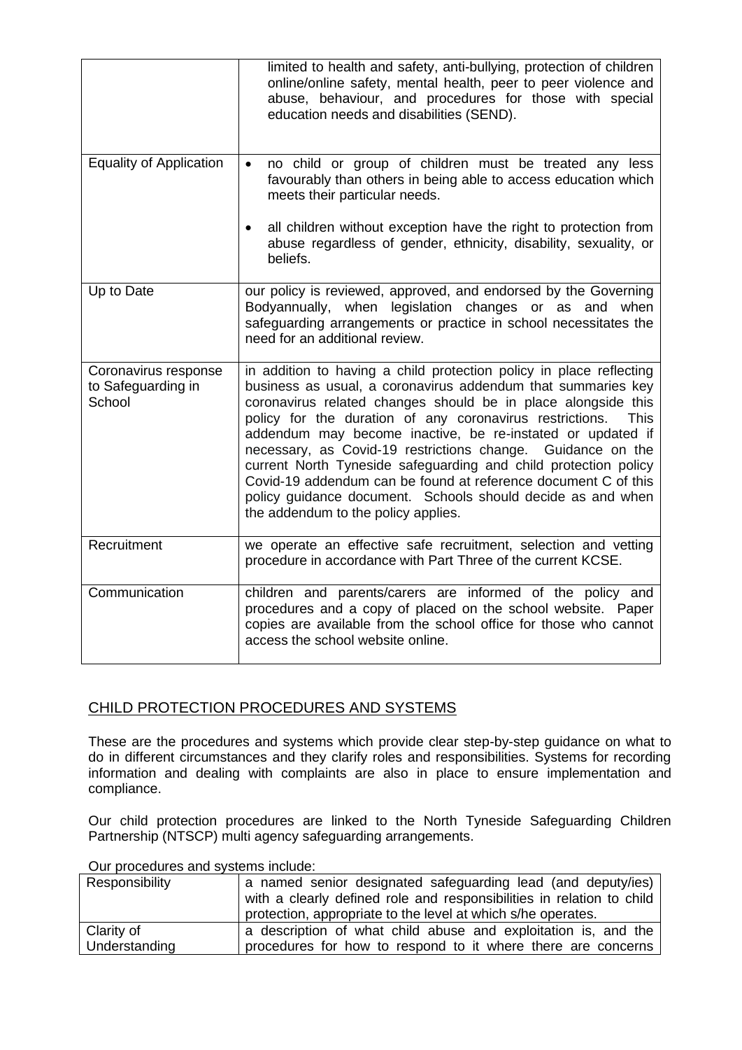| | |
|---|---|
| | limited to health and safety, anti-bullying, protection of children online/online safety, mental health, peer to peer violence and abuse, behaviour, and procedures for those with special education needs and disabilities (SEND). |
| Equality of Application | • no child or group of children must be treated any less favourably than others in being able to access education which meets their particular needs. <br><br> • all children without exception have the right to protection from abuse regardless of gender, ethnicity, disability, sexuality, or beliefs. |
| Up to Date | our policy is reviewed, approved, and endorsed by the Governing Bodyannually, when legislation changes or as and when safeguarding arrangements or practice in school necessitates the need for an additional review. |
| Coronavirus response to Safeguarding in School | in addition to having a child protection policy in place reflecting business as usual, a coronavirus addendum that summaries key coronavirus related changes should be in place alongside this policy for the duration of any coronavirus restrictions. This addendum may become inactive, be re-instated or updated if necessary, as Covid-19 restrictions change. Guidance on the current North Tyneside safeguarding and child protection policy Covid-19 addendum can be found at reference document C of this policy guidance document. Schools should decide as and when the addendum to the policy applies. |
| Recruitment | we operate an effective safe recruitment, selection and vetting procedure in accordance with Part Three of the current KCSE. |
| Communication | children and parents/carers are informed of the policy and procedures and a copy of placed on the school website. Paper copies are available from the school office for those who cannot access the school website online. |

## CHILD PROTECTION PROCEDURES AND SYSTEMS

These are the procedures and systems which provide clear step-by-step guidance on what to do in different circumstances and they clarify roles and responsibilities. Systems for recording information and dealing with complaints are also in place to ensure implementation and compliance.

Our child protection procedures are linked to the North Tyneside Safeguarding Children Partnership (NTSCP) multi agency safeguarding arrangements.

Our procedures and systems include:

| | |
|---|---|
| Responsibility | a named senior designated safeguarding lead (and deputy/ies) with a clearly defined role and responsibilities in relation to child protection, appropriate to the level at which s/he operates. |
| Clarity of Understanding | a description of what child abuse and exploitation is, and the procedures for how to respond to it where there are concerns |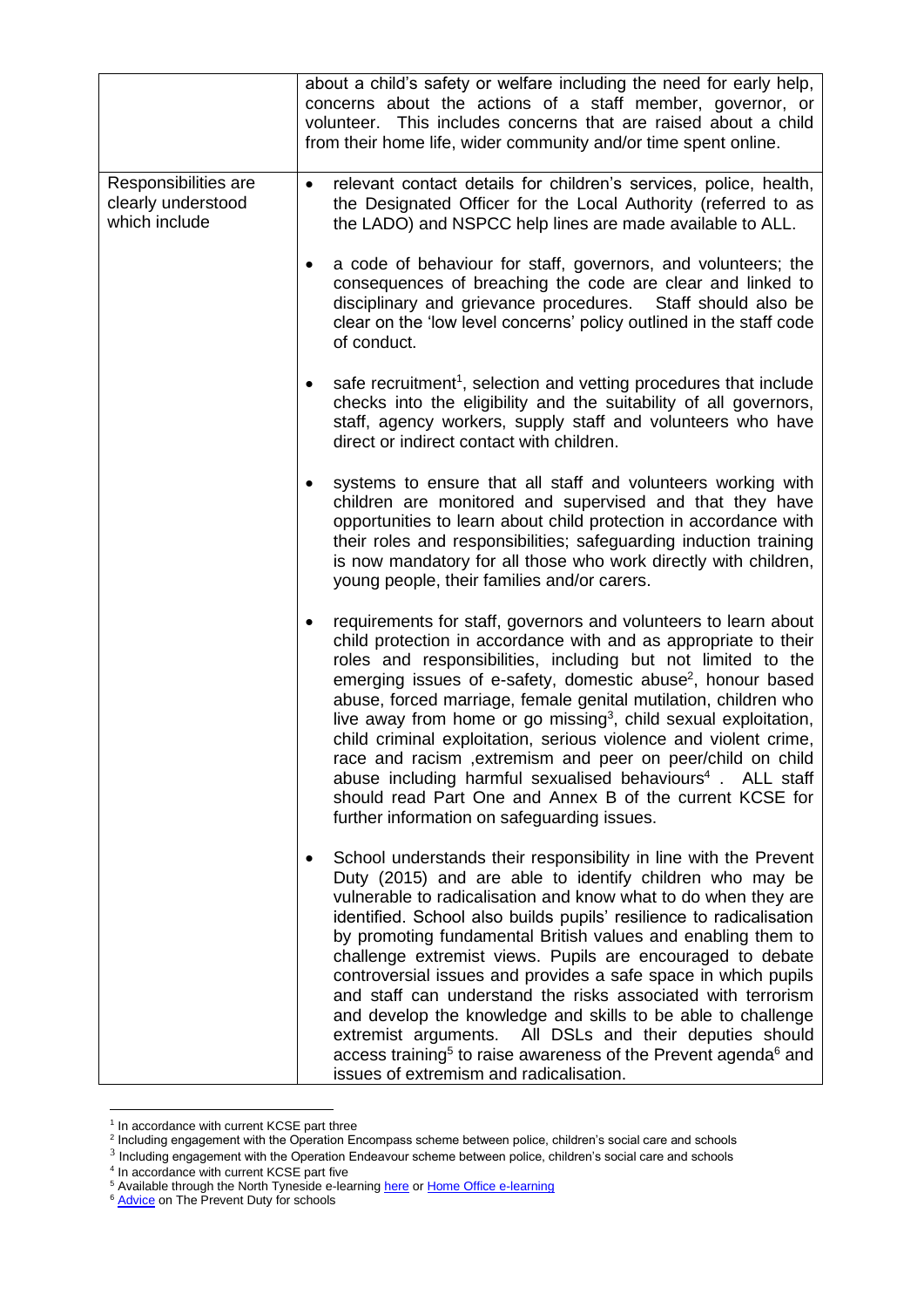| | |
|---|---|
| | about a child's safety or welfare including the need for early help, concerns about the actions of a staff member, governor, or volunteer. This includes concerns that are raised about a child from their home life, wider community and/or time spent online. |
| Responsibilities are clearly understood which include | • relevant contact details for children's services, police, health, the Designated Officer for the Local Authority (referred to as the LADO) and NSPCC help lines are made available to ALL.<br><br>• a code of behaviour for staff, governors, and volunteers; the consequences of breaching the code are clear and linked to disciplinary and grievance procedures. Staff should also be clear on the 'low level concerns' policy outlined in the staff code of conduct.<br><br>• safe recruitment[1], selection and vetting procedures that include checks into the eligibility and the suitability of all governors, staff, agency workers, supply staff and volunteers who have direct or indirect contact with children.<br><br>• systems to ensure that all staff and volunteers working with children are monitored and supervised and that they have opportunities to learn about child protection in accordance with their roles and responsibilities; safeguarding induction training is now mandatory for all those who work directly with children, young people, their families and/or carers.<br><br>• requirements for staff, governors and volunteers to learn about child protection in accordance with and as appropriate to their roles and responsibilities, including but not limited to the emerging issues of e-safety, domestic abuse[2], honour based abuse, forced marriage, female genital mutilation, children who live away from home or go missing[3], child sexual exploitation, child criminal exploitation, serious violence and violent crime, race and racism ,extremism and peer on peer/child on child abuse including harmful sexualised behaviours[4] . ALL staff should read Part One and Annex B of the current KCSE for further information on safeguarding issues.<br><br>• School understands their responsibility in line with the Prevent Duty (2015) and are able to identify children who may be vulnerable to radicalisation and know what to do when they are identified. School also builds pupils' resilience to radicalisation by promoting fundamental British values and enabling them to challenge extremist views. Pupils are encouraged to debate controversial issues and provides a safe space in which pupils and staff can understand the risks associated with terrorism and develop the knowledge and skills to be able to challenge extremist arguments. All DSLs and their deputies should access training[5] to raise awareness of the Prevent agenda[6] and issues of extremism and radicalisation. |

[1] In accordance with current KCSE part three
[2] Including engagement with the Operation Encompass scheme between police, children's social care and schools
[3] Including engagement with the Operation Endeavour scheme between police, children's social care and schools
[4] In accordance with current KCSE part five
[5] Available through the North Tyneside e-learning here or Home Office e-learning
[6] Advice on The Prevent Duty for schools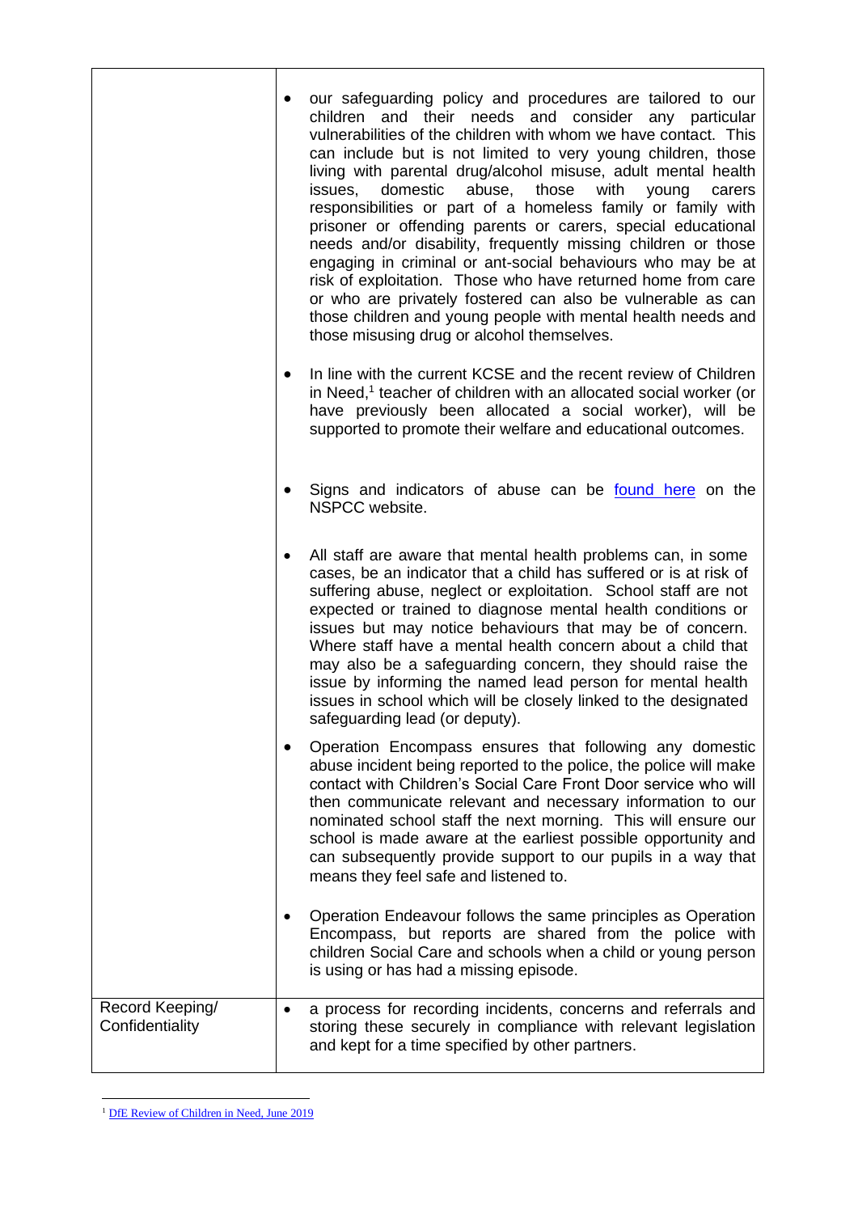| | |
|---|---|
| | • our safeguarding policy and procedures are tailored to our children and their needs and consider any particular vulnerabilities of the children with whom we have contact. This can include but is not limited to very young children, those living with parental drug/alcohol misuse, adult mental health issues, domestic abuse, those with young carers responsibilities or part of a homeless family or family with prisoner or offending parents or carers, special educational needs and/or disability, frequently missing children or those engaging in criminal or ant-social behaviours who may be at risk of exploitation. Those who have returned home from care or who are privately fostered can also be vulnerable as can those children and young people with mental health needs and those misusing drug or alcohol themselves.<br><br>• In line with the current KCSE and the recent review of Children in Need,[1] teacher of children with an allocated social worker (or have previously been allocated a social worker), will be supported to promote their welfare and educational outcomes.<br><br>• Signs and indicators of abuse can be found here on the NSPCC website.<br><br>• All staff are aware that mental health problems can, in some cases, be an indicator that a child has suffered or is at risk of suffering abuse, neglect or exploitation. School staff are not expected or trained to diagnose mental health conditions or issues but may notice behaviours that may be of concern. Where staff have a mental health concern about a child that may also be a safeguarding concern, they should raise the issue by informing the named lead person for mental health issues in school which will be closely linked to the designated safeguarding lead (or deputy).<br><br>• Operation Encompass ensures that following any domestic abuse incident being reported to the police, the police will make contact with Children's Social Care Front Door service who will then communicate relevant and necessary information to our nominated school staff the next morning. This will ensure our school is made aware at the earliest possible opportunity and can subsequently provide support to our pupils in a way that means they feel safe and listened to.<br><br>• Operation Endeavour follows the same principles as Operation Encompass, but reports are shared from the police with children Social Care and schools when a child or young person is using or has had a missing episode. |
| Record Keeping/ Confidentiality | • a process for recording incidents, concerns and referrals and storing these securely in compliance with relevant legislation and kept for a time specified by other partners. |

[1] DfE Review of Children in Need, June 2019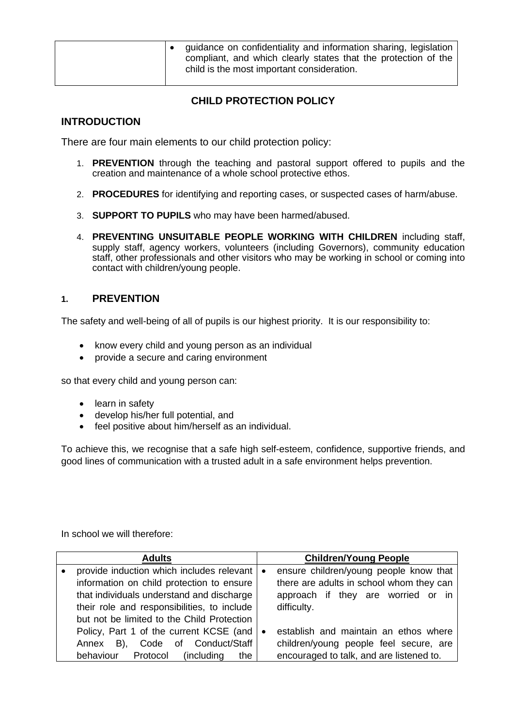| | |
|---|---|
| | • guidance on confidentiality and information sharing, legislation compliant, and which clearly states that the protection of the child is the most important consideration. |

## CHILD PROTECTION POLICY

### INTRODUCTION

There are four main elements to our child protection policy:

1. **PREVENTION** through the teaching and pastoral support offered to pupils and the creation and maintenance of a whole school protective ethos.

2. **PROCEDURES** for identifying and reporting cases, or suspected cases of harm/abuse.

3. **SUPPORT TO PUPILS** who may have been harmed/abused.

4. **PREVENTING UNSUITABLE PEOPLE WORKING WITH CHILDREN** including staff, supply staff, agency workers, volunteers (including Governors), community education staff, other professionals and other visitors who may be working in school or coming into contact with children/young people.

### 1. PREVENTION

The safety and well-being of all of pupils is our highest priority. It is our responsibility to:

- know every child and young person as an individual
- provide a secure and caring environment

so that every child and young person can:

- learn in safety
- develop his/her full potential, and
- feel positive about him/herself as an individual.

To achieve this, we recognise that a safe high self-esteem, confidence, supportive friends, and good lines of communication with a trusted adult in a safe environment helps prevention.

In school we will therefore:

| Adults | Children/Young People |
|---|---|
| • provide induction which includes relevant information on child protection to ensure that individuals understand and discharge their role and responsibilities, to include but not be limited to the Child Protection Policy, Part 1 of the current KCSE (and Annex B), Code of Conduct/Staff behaviour Protocol (including the | • ensure children/young people know that there are adults in school whom they can approach if they are worried or in difficulty.<br><br>• establish and maintain an ethos where children/young people feel secure, are encouraged to talk, and are listened to. |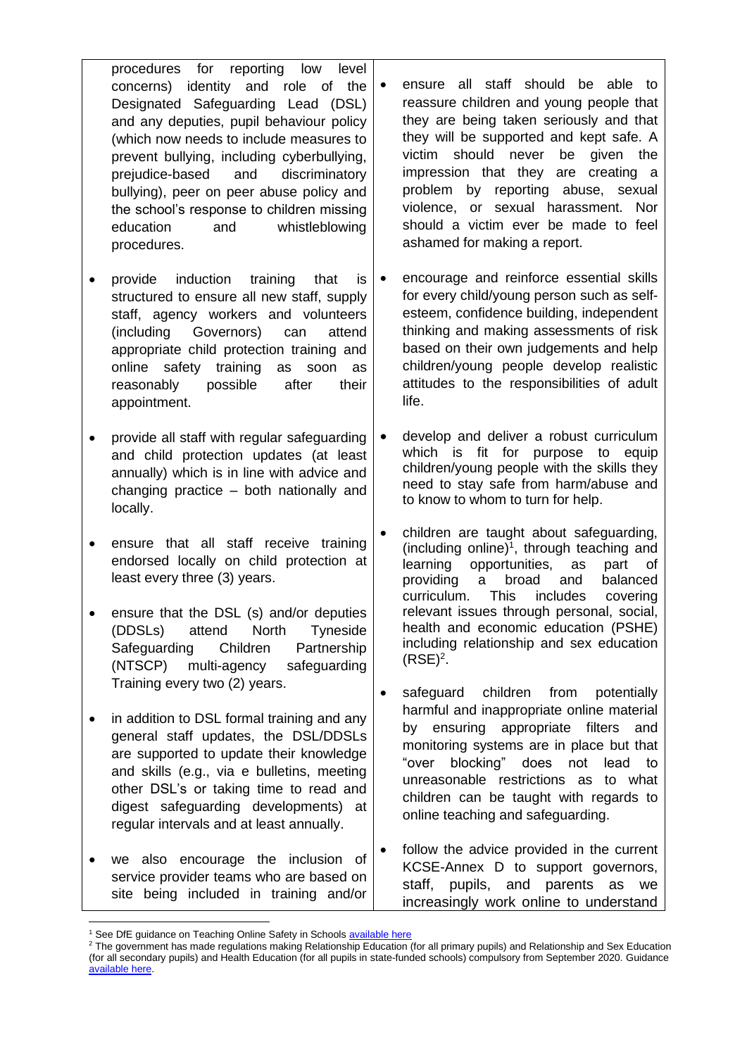| | |
|---|---|
| procedures for reporting low level concerns) identity and role of the Designated Safeguarding Lead (DSL) and any deputies, pupil behaviour policy (which now needs to include measures to prevent bullying, including cyberbullying, prejudice-based and discriminatory bullying), peer on peer abuse policy and the school's response to children missing education and whistleblowing procedures.<br><br>• provide induction training that is structured to ensure all new staff, supply staff, agency workers and volunteers (including Governors) can attend appropriate child protection training and online safety training as soon as reasonably possible after their appointment.<br><br>• provide all staff with regular safeguarding and child protection updates (at least annually) which is in line with advice and changing practice – both nationally and locally.<br><br>• ensure that all staff receive training endorsed locally on child protection at least every three (3) years.<br><br>• ensure that the DSL (s) and/or deputies (DDSLs) attend North Tyneside Safeguarding Children Partnership (NTSCP) multi-agency safeguarding Training every two (2) years.<br><br>• in addition to DSL formal training and any general staff updates, the DSL/DDSLs are supported to update their knowledge and skills (e.g., via e bulletins, meeting other DSL's or taking time to read and digest safeguarding developments) at regular intervals and at least annually.<br><br>• we also encourage the inclusion of service provider teams who are based on site being included in training and/or | • ensure all staff should be able to reassure children and young people that they are being taken seriously and that they will be supported and kept safe. A victim should never be given the impression that they are creating a problem by reporting abuse, sexual violence, or sexual harassment. Nor should a victim ever be made to feel ashamed for making a report.<br><br>• encourage and reinforce essential skills for every child/young person such as self-esteem, confidence building, independent thinking and making assessments of risk based on their own judgements and help children/young people develop realistic attitudes to the responsibilities of adult life.<br><br>• develop and deliver a robust curriculum which is fit for purpose to equip children/young people with the skills they need to stay safe from harm/abuse and to know to whom to turn for help.<br><br>• children are taught about safeguarding, (including online)[1], through teaching and learning opportunities, as part of providing a broad and balanced curriculum. This includes covering relevant issues through personal, social, health and economic education (PSHE) including relationship and sex education (RSE)[2].<br><br>• safeguard children from potentially harmful and inappropriate online material by ensuring appropriate filters and monitoring systems are in place but that "over blocking" does not lead to unreasonable restrictions as to what children can be taught with regards to online teaching and safeguarding.<br><br>• follow the advice provided in the current KCSE-Annex D to support governors, staff, pupils, and parents as we increasingly work online to understand |

[1] See DfE guidance on Teaching Online Safety in Schools available here

[2] The government has made regulations making Relationship Education (for all primary pupils) and Relationship and Sex Education (for all secondary pupils) and Health Education (for all pupils in state-funded schools) compulsory from September 2020. Guidance available here.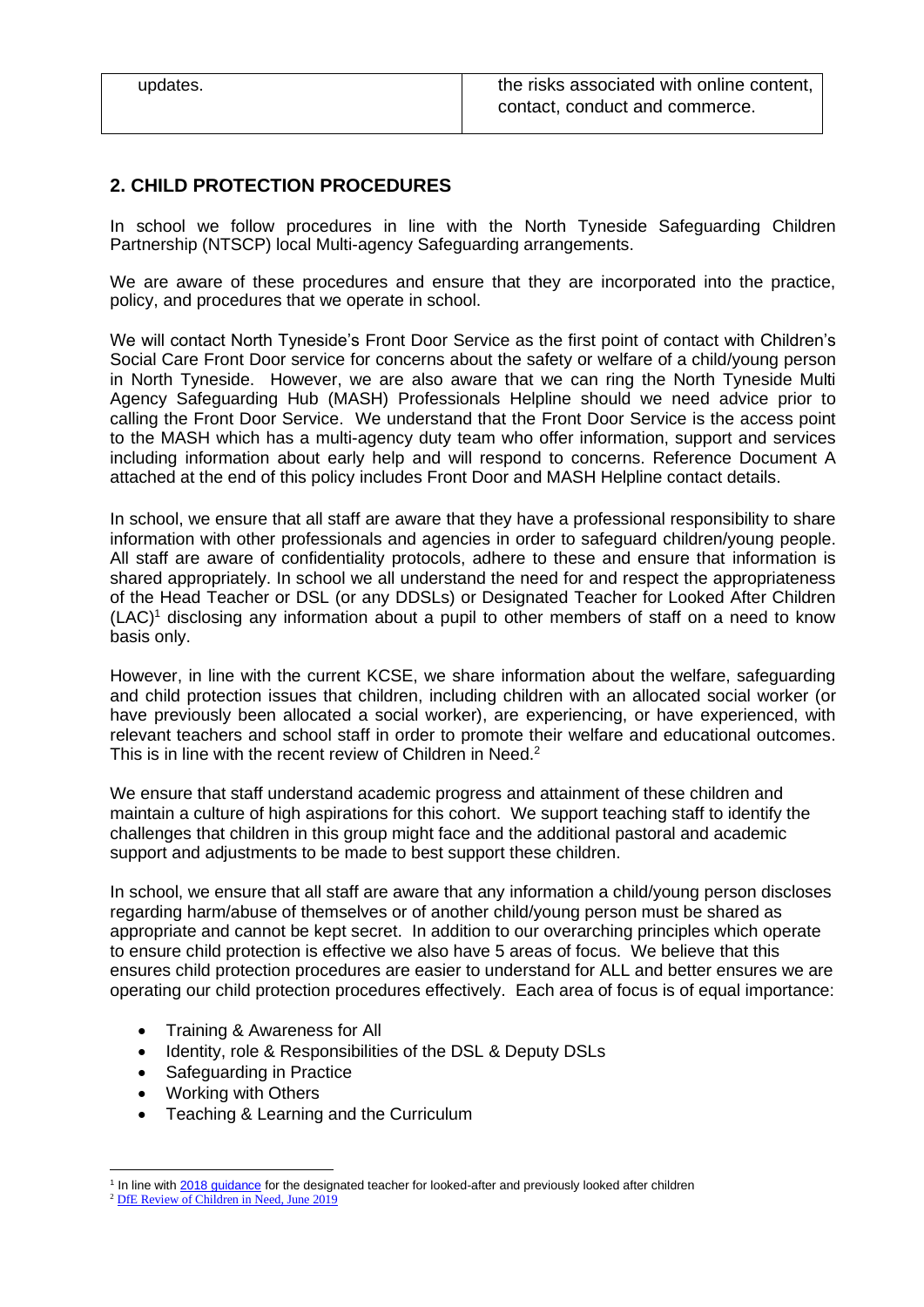| updates. | the risks associated with online content, contact, conduct and commerce. |
|---|---|

## 2. CHILD PROTECTION PROCEDURES

In school we follow procedures in line with the North Tyneside Safeguarding Children Partnership (NTSCP) local Multi-agency Safeguarding arrangements.

We are aware of these procedures and ensure that they are incorporated into the practice, policy, and procedures that we operate in school.

We will contact North Tyneside's Front Door Service as the first point of contact with Children's Social Care Front Door service for concerns about the safety or welfare of a child/young person in North Tyneside. However, we are also aware that we can ring the North Tyneside Multi Agency Safeguarding Hub (MASH) Professionals Helpline should we need advice prior to calling the Front Door Service. We understand that the Front Door Service is the access point to the MASH which has a multi-agency duty team who offer information, support and services including information about early help and will respond to concerns. Reference Document A attached at the end of this policy includes Front Door and MASH Helpline contact details.

In school, we ensure that all staff are aware that they have a professional responsibility to share information with other professionals and agencies in order to safeguard children/young people. All staff are aware of confidentiality protocols, adhere to these and ensure that information is shared appropriately. In school we all understand the need for and respect the appropriateness of the Head Teacher or DSL (or any DDSLs) or Designated Teacher for Looked After Children (LAC)[1] disclosing any information about a pupil to other members of staff on a need to know basis only.

However, in line with the current KCSE, we share information about the welfare, safeguarding and child protection issues that children, including children with an allocated social worker (or have previously been allocated a social worker), are experiencing, or have experienced, with relevant teachers and school staff in order to promote their welfare and educational outcomes. This is in line with the recent review of Children in Need.[2]

We ensure that staff understand academic progress and attainment of these children and maintain a culture of high aspirations for this cohort. We support teaching staff to identify the challenges that children in this group might face and the additional pastoral and academic support and adjustments to be made to best support these children.

In school, we ensure that all staff are aware that any information a child/young person discloses regarding harm/abuse of themselves or of another child/young person must be shared as appropriate and cannot be kept secret. In addition to our overarching principles which operate to ensure child protection is effective we also have 5 areas of focus. We believe that this ensures child protection procedures are easier to understand for ALL and better ensures we are operating our child protection procedures effectively. Each area of focus is of equal importance:

- Training & Awareness for All
- Identity, role & Responsibilities of the DSL & Deputy DSLs
- Safeguarding in Practice
- Working with Others
- Teaching & Learning and the Curriculum

---

[1] In line with 2018 guidance for the designated teacher for looked-after and previously looked after children

[2] DfE Review of Children in Need, June 2019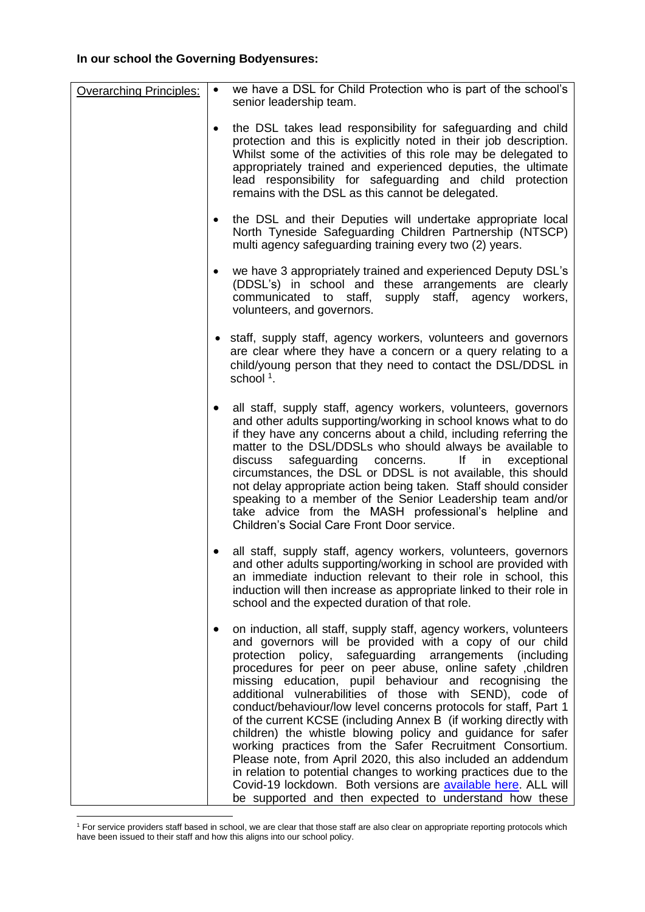**In our school the Governing Bodyensures:**

| Overarching Principles: | • we have a DSL for Child Protection who is part of the school's senior leadership team.<br><br>• the DSL takes lead responsibility for safeguarding and child protection and this is explicitly noted in their job description. Whilst some of the activities of this role may be delegated to appropriately trained and experienced deputies, the ultimate lead responsibility for safeguarding and child protection remains with the DSL as this cannot be delegated.<br><br>• the DSL and their Deputies will undertake appropriate local North Tyneside Safeguarding Children Partnership (NTSCP) multi agency safeguarding training every two (2) years.<br><br>• we have 3 appropriately trained and experienced Deputy DSL's (DDSL's) in school and these arrangements are clearly communicated to staff, supply staff, agency workers, volunteers, and governors.<br><br>• staff, supply staff, agency workers, volunteers and governors are clear where they have a concern or a query relating to a child/young person that they need to contact the DSL/DDSL in school [1].<br><br>• all staff, supply staff, agency workers, volunteers, governors and other adults supporting/working in school knows what to do if they have any concerns about a child, including referring the matter to the DSL/DDSLs who should always be available to discuss safeguarding concerns. If in exceptional circumstances, the DSL or DDSL is not available, this should not delay appropriate action being taken. Staff should consider speaking to a member of the Senior Leadership team and/or take advice from the MASH professional's helpline and Children's Social Care Front Door service.<br><br>• all staff, supply staff, agency workers, volunteers, governors and other adults supporting/working in school are provided with an immediate induction relevant to their role in school, this induction will then increase as appropriate linked to their role in school and the expected duration of that role.<br><br>• on induction, all staff, supply staff, agency workers, volunteers and governors will be provided with a copy of our child protection policy, safeguarding arrangements (including procedures for peer on peer abuse, online safety ,children missing education, pupil behaviour and recognising the additional vulnerabilities of those with SEND), code of conduct/behaviour/low level concerns protocols for staff, Part 1 of the current KCSE (including Annex B (if working directly with children) the whistle blowing policy and guidance for safer working practices from the Safer Recruitment Consortium. Please note, from April 2020, this also included an addendum in relation to potential changes to working practices due to the Covid-19 lockdown. Both versions are available here. ALL will be supported and then expected to understand how these |

[1] For service providers staff based in school, we are clear that those staff are also clear on appropriate reporting protocols which have been issued to their staff and how this aligns into our school policy.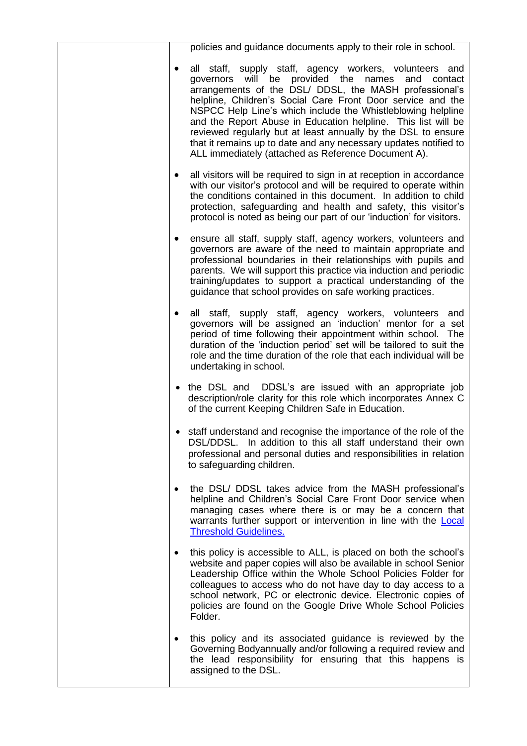| | |
|---|---|
| | policies and guidance documents apply to their role in school.<br><br>• all staff, supply staff, agency workers, volunteers and governors will be provided the names and contact arrangements of the DSL/ DDSL, the MASH professional's helpline, Children's Social Care Front Door service and the NSPCC Help Line's which include the Whistleblowing helpline and the Report Abuse in Education helpline. This list will be reviewed regularly but at least annually by the DSL to ensure that it remains up to date and any necessary updates notified to ALL immediately (attached as Reference Document A).<br><br>• all visitors will be required to sign in at reception in accordance with our visitor's protocol and will be required to operate within the conditions contained in this document. In addition to child protection, safeguarding and health and safety, this visitor's protocol is noted as being our part of our 'induction' for visitors.<br><br>• ensure all staff, supply staff, agency workers, volunteers and governors are aware of the need to maintain appropriate and professional boundaries in their relationships with pupils and parents. We will support this practice via induction and periodic training/updates to support a practical understanding of the guidance that school provides on safe working practices.<br><br>• all staff, supply staff, agency workers, volunteers and governors will be assigned an 'induction' mentor for a set period of time following their appointment within school. The duration of the 'induction period' set will be tailored to suit the role and the time duration of the role that each individual will be undertaking in school.<br><br>• the DSL and DDSL's are issued with an appropriate job description/role clarity for this role which incorporates Annex C of the current Keeping Children Safe in Education.<br><br>• staff understand and recognise the importance of the role of the DSL/DDSL. In addition to this all staff understand their own professional and personal duties and responsibilities in relation to safeguarding children.<br><br>• the DSL/ DDSL takes advice from the MASH professional's helpline and Children's Social Care Front Door service when managing cases where there is or may be a concern that warrants further support or intervention in line with the Local Threshold Guidelines.<br><br>• this policy is accessible to ALL, is placed on both the school's website and paper copies will also be available in school Senior Leadership Office within the Whole School Policies Folder for colleagues to access who do not have day to day access to a school network, PC or electronic device. Electronic copies of policies are found on the Google Drive Whole School Policies Folder.<br><br>• this policy and its associated guidance is reviewed by the Governing Bodyannually and/or following a required review and the lead responsibility for ensuring that this happens is assigned to the DSL. |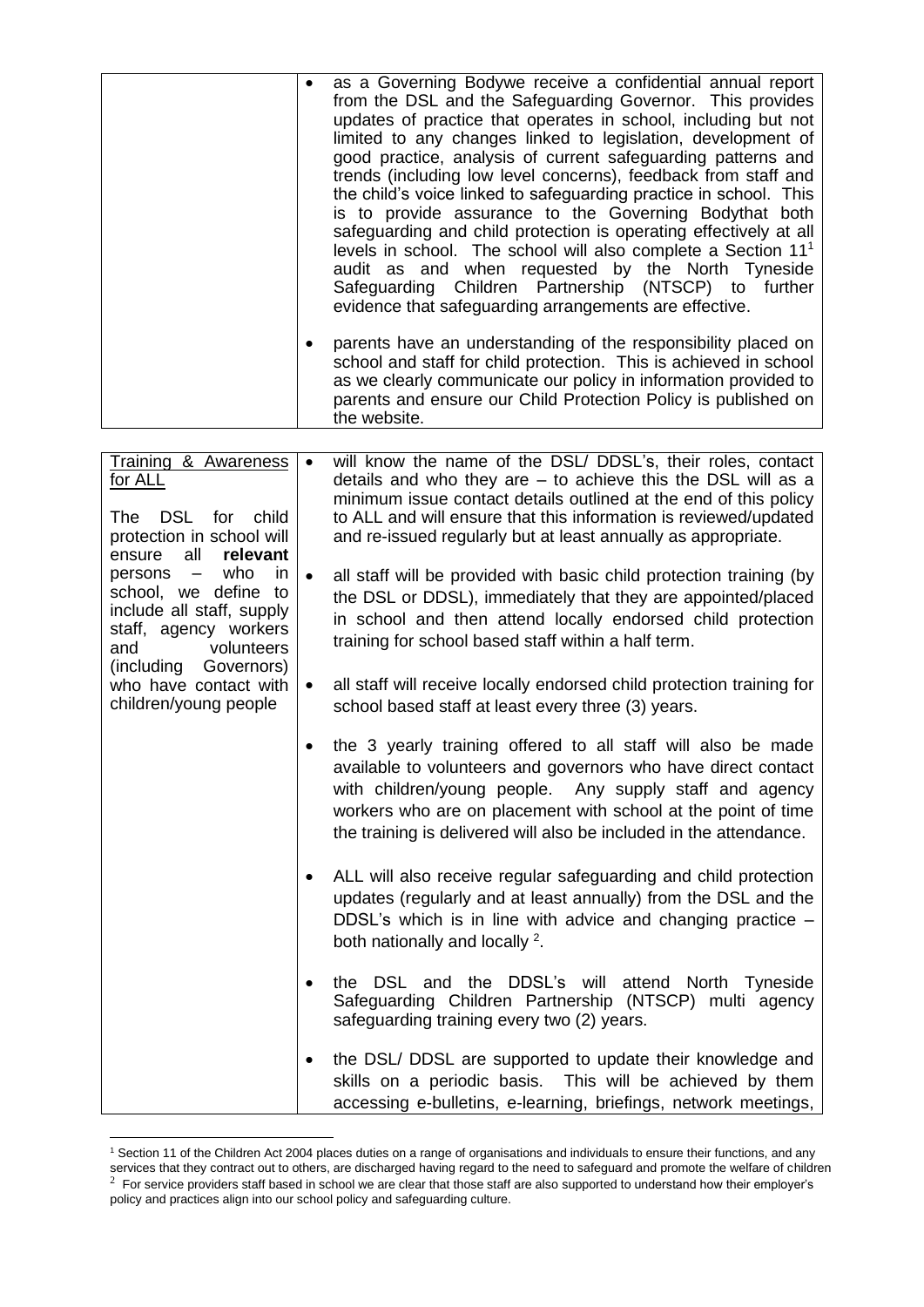| | |
|---|---|
| | • as a Governing Bodywe receive a confidential annual report from the DSL and the Safeguarding Governor. This provides updates of practice that operates in school, including but not limited to any changes linked to legislation, development of good practice, analysis of current safeguarding patterns and trends (including low level concerns), feedback from staff and the child's voice linked to safeguarding practice in school. This is to provide assurance to the Governing Bodythat both safeguarding and child protection is operating effectively at all levels in school. The school will also complete a Section 11[1] audit as and when requested by the North Tyneside Safeguarding Children Partnership (NTSCP) to further evidence that safeguarding arrangements are effective.<br><br>• parents have an understanding of the responsibility placed on school and staff for child protection. This is achieved in school as we clearly communicate our policy in information provided to parents and ensure our Child Protection Policy is published on the website. |

| | |
|---|---|
| Training & Awareness for ALL<br><br>The DSL for child protection in school will ensure all **relevant** persons – who in school, we define to include all staff, supply staff, agency workers and volunteers (including Governors) who have contact with children/young people | • will know the name of the DSL/ DDSL's, their roles, contact details and who they are – to achieve this the DSL will as a minimum issue contact details outlined at the end of this policy to ALL and will ensure that this information is reviewed/updated and re-issued regularly but at least annually as appropriate.<br><br>• all staff will be provided with basic child protection training (by the DSL or DDSL), immediately that they are appointed/placed in school and then attend locally endorsed child protection training for school based staff within a half term.<br><br>• all staff will receive locally endorsed child protection training for school based staff at least every three (3) years.<br><br>• the 3 yearly training offered to all staff will also be made available to volunteers and governors who have direct contact with children/young people. Any supply staff and agency workers who are on placement with school at the point of time the training is delivered will also be included in the attendance.<br><br>• ALL will also receive regular safeguarding and child protection updates (regularly and at least annually) from the DSL and the DDSL's which is in line with advice and changing practice – both nationally and locally [2].<br><br>• the DSL and the DDSL's will attend North Tyneside Safeguarding Children Partnership (NTSCP) multi agency safeguarding training every two (2) years.<br><br>• the DSL/ DDSL are supported to update their knowledge and skills on a periodic basis. This will be achieved by them accessing e-bulletins, e-learning, briefings, network meetings, |

[1] Section 11 of the Children Act 2004 places duties on a range of organisations and individuals to ensure their functions, and any services that they contract out to others, are discharged having regard to the need to safeguard and promote the welfare of children

[2] For service providers staff based in school we are clear that those staff are also supported to understand how their employer's policy and practices align into our school policy and safeguarding culture.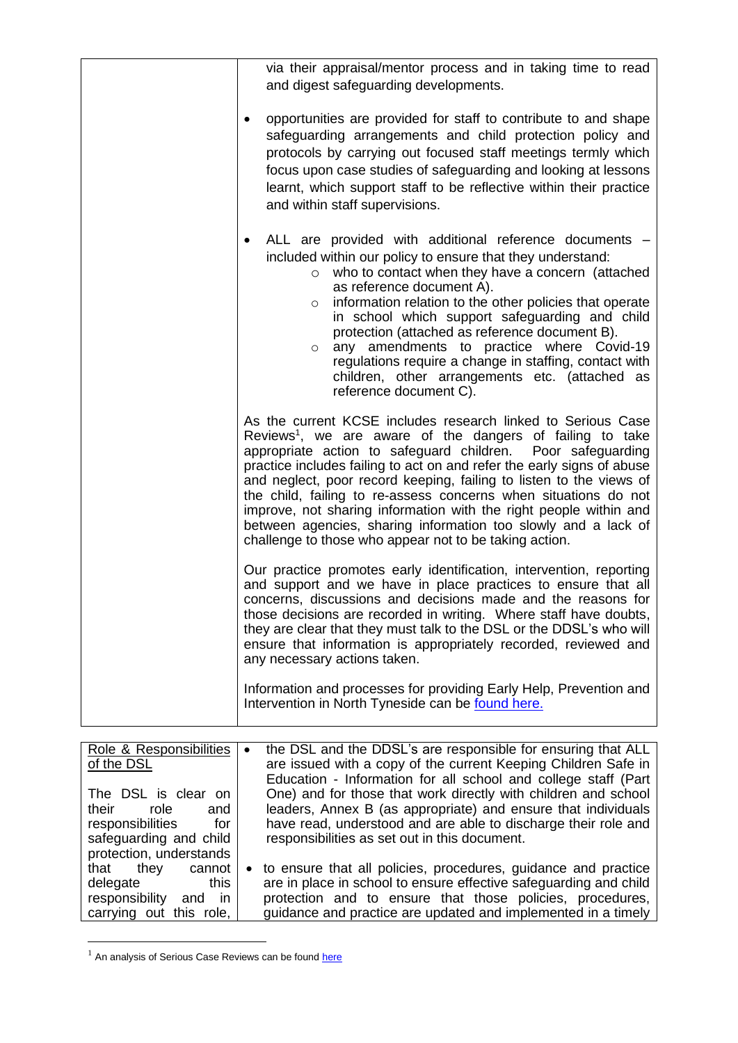| | |
|---|---|
| | via their appraisal/mentor process and in taking time to read and digest safeguarding developments.<br><br>• opportunities are provided for staff to contribute to and shape safeguarding arrangements and child protection policy and protocols by carrying out focused staff meetings termly which focus upon case studies of safeguarding and looking at lessons learnt, which support staff to be reflective within their practice and within staff supervisions.<br><br>• ALL are provided with additional reference documents – included within our policy to ensure that they understand:<br>  ○ who to contact when they have a concern (attached as reference document A).<br>  ○ information relation to the other policies that operate in school which support safeguarding and child protection (attached as reference document B).<br>  ○ any amendments to practice where Covid-19 regulations require a change in staffing, contact with children, other arrangements etc. (attached as reference document C).<br><br>As the current KCSE includes research linked to Serious Case Reviews[1], we are aware of the dangers of failing to take appropriate action to safeguard children. Poor safeguarding practice includes failing to act on and refer the early signs of abuse and neglect, poor record keeping, failing to listen to the views of the child, failing to re-assess concerns when situations do not improve, not sharing information with the right people within and between agencies, sharing information too slowly and a lack of challenge to those who appear not to be taking action.<br><br>Our practice promotes early identification, intervention, reporting and support and we have in place practices to ensure that all concerns, discussions and decisions made and the reasons for those decisions are recorded in writing. Where staff have doubts, they are clear that they must talk to the DSL or the DDSL's who will ensure that information is appropriately recorded, reviewed and any necessary actions taken.<br><br>Information and processes for providing Early Help, Prevention and Intervention in North Tyneside can be found here. |

| | |
|---|---|
| Role & Responsibilities of the DSL<br><br>The DSL is clear on their role and responsibilities for safeguarding and child protection, understands that they cannot delegate this responsibility and in carrying out this role, | • the DSL and the DDSL's are responsible for ensuring that ALL are issued with a copy of the current Keeping Children Safe in Education - Information for all school and college staff (Part One) and for those that work directly with children and school leaders, Annex B (as appropriate) and ensure that individuals have read, understood and are able to discharge their role and responsibilities as set out in this document.<br><br>• to ensure that all policies, procedures, guidance and practice are in place in school to ensure effective safeguarding and child protection and to ensure that those policies, procedures, guidance and practice are updated and implemented in a timely |

[1] An analysis of Serious Case Reviews can be found here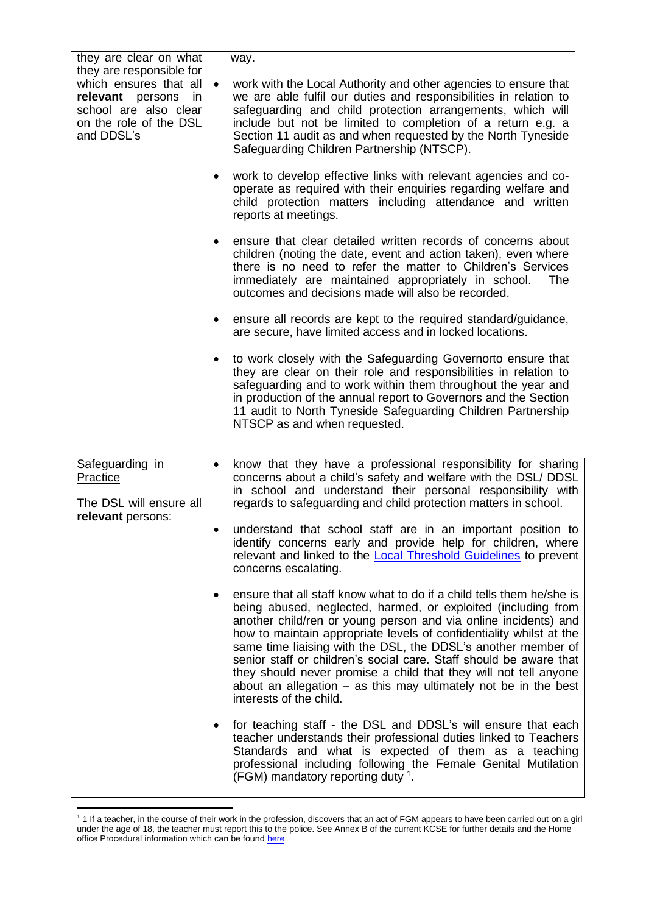| | |
|---|---|
| they are clear on what they are responsible for which ensures that all **relevant** persons in school are also clear on the role of the DSL and DDSL's | way.<br><br>• work with the Local Authority and other agencies to ensure that we are able fulfil our duties and responsibilities in relation to safeguarding and child protection arrangements, which will include but not be limited to completion of a return e.g. a Section 11 audit as and when requested by the North Tyneside Safeguarding Children Partnership (NTSCP).<br><br>• work to develop effective links with relevant agencies and co-operate as required with their enquiries regarding welfare and child protection matters including attendance and written reports at meetings.<br><br>• ensure that clear detailed written records of concerns about children (noting the date, event and action taken), even where there is no need to refer the matter to Children's Services immediately are maintained appropriately in school. The outcomes and decisions made will also be recorded.<br><br>• ensure all records are kept to the required standard/guidance, are secure, have limited access and in locked locations.<br><br>• to work closely with the Safeguarding Governorto ensure that they are clear on their role and responsibilities in relation to safeguarding and to work within them throughout the year and in production of the annual report to Governors and the Section 11 audit to North Tyneside Safeguarding Children Partnership NTSCP as and when requested. |

| | |
|---|---|
| Safeguarding in Practice<br><br>The DSL will ensure all **relevant** persons: | • know that they have a professional responsibility for sharing concerns about a child's safety and welfare with the DSL/ DDSL in school and understand their personal responsibility with regards to safeguarding and child protection matters in school.<br><br>• understand that school staff are in an important position to identify concerns early and provide help for children, where relevant and linked to the Local Threshold Guidelines to prevent concerns escalating.<br><br>• ensure that all staff know what to do if a child tells them he/she is being abused, neglected, harmed, or exploited (including from another child/ren or young person and via online incidents) and how to maintain appropriate levels of confidentiality whilst at the same time liaising with the DSL, the DDSL's another member of senior staff or children's social care. Staff should be aware that they should never promise a child that they will not tell anyone about an allegation – as this may ultimately not be in the best interests of the child.<br><br>• for teaching staff - the DSL and DDSL's will ensure that each teacher understands their professional duties linked to Teachers Standards and what is expected of them as a teaching professional including following the Female Genital Mutilation (FGM) mandatory reporting duty [1]. |

[1] 1 If a teacher, in the course of their work in the profession, discovers that an act of FGM appears to have been carried out on a girl under the age of 18, the teacher must report this to the police. See Annex B of the current KCSE for further details and the Home office Procedural information which can be found here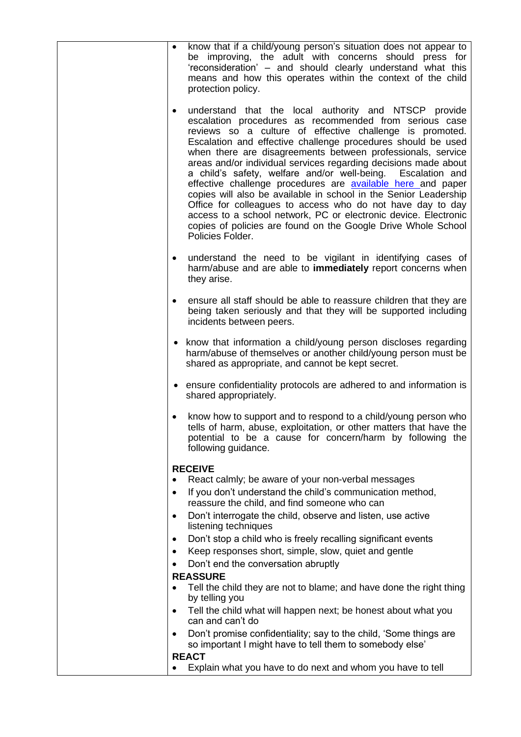| | |
|---|---|
| | - know that if a child/young person's situation does not appear to be improving, the adult with concerns should press for 'reconsideration' – and should clearly understand what this means and how this operates within the context of the child protection policy.<br><br>- understand that the local authority and NTSCP provide escalation procedures as recommended from serious case reviews so a culture of effective challenge is promoted. Escalation and effective challenge procedures should be used when there are disagreements between professionals, service areas and/or individual services regarding decisions made about a child's safety, welfare and/or well-being. Escalation and effective challenge procedures are available here and paper copies will also be available in school in the Senior Leadership Office for colleagues to access who do not have day to day access to a school network, PC or electronic device. Electronic copies of policies are found on the Google Drive Whole School Policies Folder.<br><br>- understand the need to be vigilant in identifying cases of harm/abuse and are able to **immediately** report concerns when they arise.<br><br>- ensure all staff should be able to reassure children that they are being taken seriously and that they will be supported including incidents between peers.<br><br>- know that information a child/young person discloses regarding harm/abuse of themselves or another child/young person must be shared as appropriate, and cannot be kept secret.<br><br>- ensure confidentiality protocols are adhered to and information is shared appropriately.<br><br>- know how to support and to respond to a child/young person who tells of harm, abuse, exploitation, or other matters that have the potential to be a cause for concern/harm by following the following guidance.<br><br>**RECEIVE**<br>- React calmly; be aware of your non-verbal messages<br>- If you don't understand the child's communication method, reassure the child, and find someone who can<br>- Don't interrogate the child, observe and listen, use active listening techniques<br>- Don't stop a child who is freely recalling significant events<br>- Keep responses short, simple, slow, quiet and gentle<br>- Don't end the conversation abruptly<br><br>**REASSURE**<br>- Tell the child they are not to blame; and have done the right thing by telling you<br>- Tell the child what will happen next; be honest about what you can and can't do<br>- Don't promise confidentiality; say to the child, 'Some things are so important I might have to tell them to somebody else'<br><br>**REACT**<br>- Explain what you have to do next and whom you have to tell |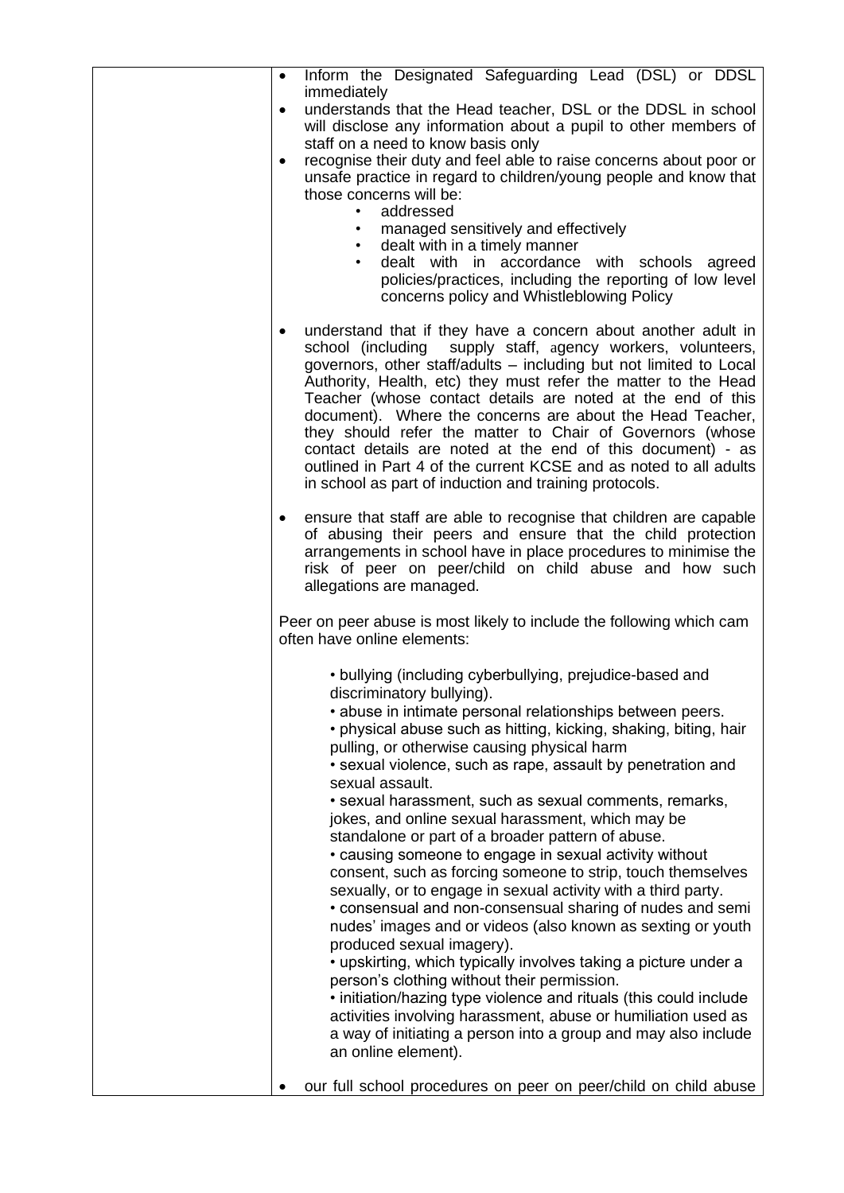| | |
|---|---|
| | • Inform the Designated Safeguarding Lead (DSL) or DDSL immediately<br>• understands that the Head teacher, DSL or the DDSL in school will disclose any information about a pupil to other members of staff on a need to know basis only<br>• recognise their duty and feel able to raise concerns about poor or unsafe practice in regard to children/young people and know that those concerns will be:<br>&nbsp;&nbsp;&nbsp;&nbsp;• addressed<br>&nbsp;&nbsp;&nbsp;&nbsp;• managed sensitively and effectively<br>&nbsp;&nbsp;&nbsp;&nbsp;• dealt with in a timely manner<br>&nbsp;&nbsp;&nbsp;&nbsp;• dealt with in accordance with schools agreed policies/practices, including the reporting of low level concerns policy and Whistleblowing Policy<br><br>• understand that if they have a concern about another adult in school (including supply staff, agency workers, volunteers, governors, other staff/adults – including but not limited to Local Authority, Health, etc) they must refer the matter to the Head Teacher (whose contact details are noted at the end of this document). Where the concerns are about the Head Teacher, they should refer the matter to Chair of Governors (whose contact details are noted at the end of this document) - as outlined in Part 4 of the current KCSE and as noted to all adults in school as part of induction and training protocols.<br><br>• ensure that staff are able to recognise that children are capable of abusing their peers and ensure that the child protection arrangements in school have in place procedures to minimise the risk of peer on peer/child on child abuse and how such allegations are managed.<br><br>Peer on peer abuse is most likely to include the following which cam often have online elements:<br><br>• bullying (including cyberbullying, prejudice-based and discriminatory bullying).<br>• abuse in intimate personal relationships between peers.<br>• physical abuse such as hitting, kicking, shaking, biting, hair pulling, or otherwise causing physical harm<br>• sexual violence, such as rape, assault by penetration and sexual assault.<br>• sexual harassment, such as sexual comments, remarks, jokes, and online sexual harassment, which may be standalone or part of a broader pattern of abuse.<br>• causing someone to engage in sexual activity without consent, such as forcing someone to strip, touch themselves sexually, or to engage in sexual activity with a third party.<br>• consensual and non-consensual sharing of nudes and semi nudes' images and or videos (also known as sexting or youth produced sexual imagery).<br>• upskirting, which typically involves taking a picture under a person's clothing without their permission.<br>• initiation/hazing type violence and rituals (this could include activities involving harassment, abuse or humiliation used as a way of initiating a person into a group and may also include an online element).<br><br>• our full school procedures on peer on peer/child on child abuse |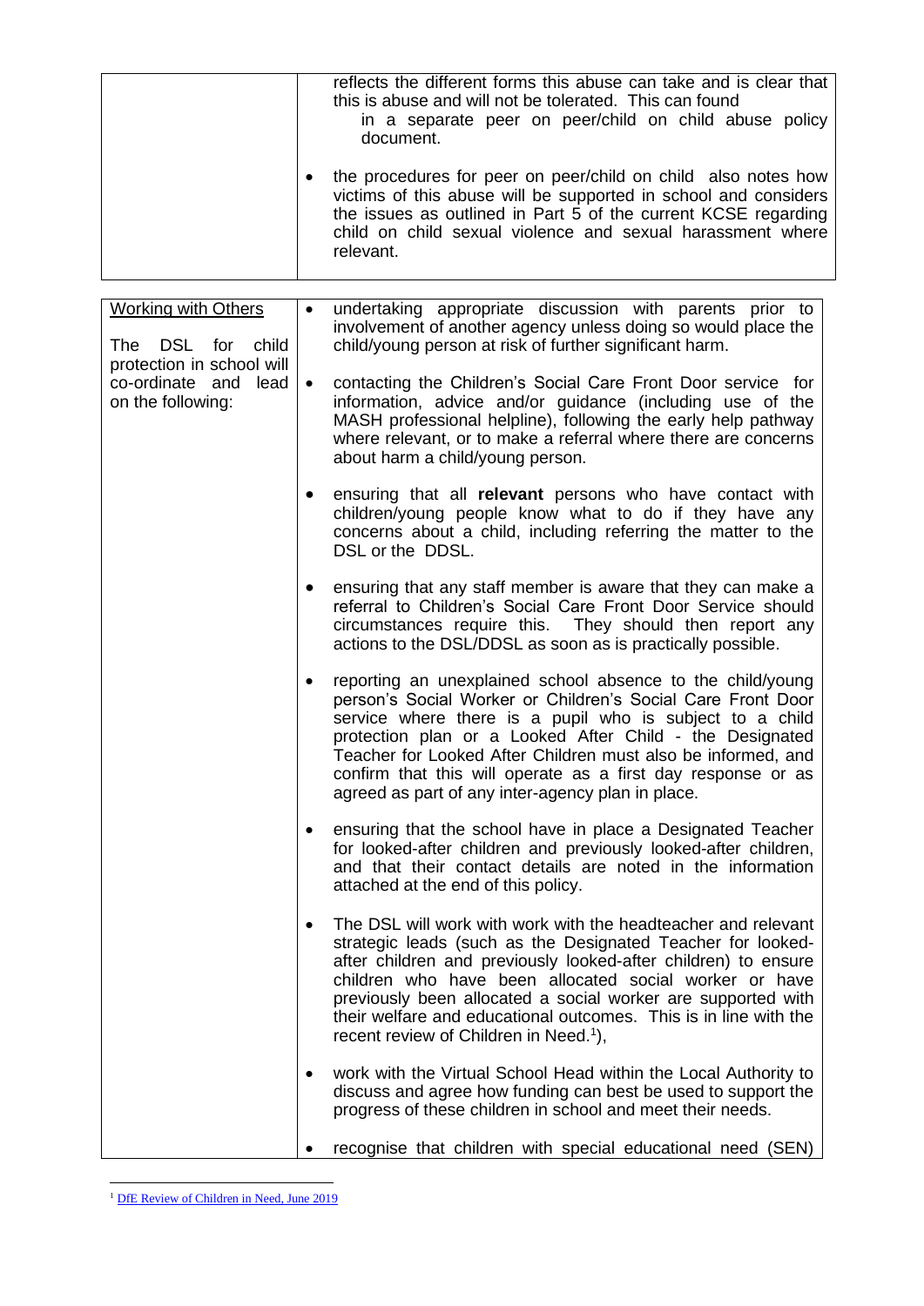| | |
|---|---|
| | reflects the different forms this abuse can take and is clear that this is abuse and will not be tolerated. This can found in a separate peer on peer/child on child abuse policy document.<br><br>• the procedures for peer on peer/child on child also notes how victims of this abuse will be supported in school and considers the issues as outlined in Part 5 of the current KCSE regarding child on child sexual violence and sexual harassment where relevant. |

| | |
|---|---|
| <u>Working with Others</u><br><br>The DSL for child protection in school will co-ordinate and lead on the following: | • undertaking appropriate discussion with parents prior to involvement of another agency unless doing so would place the child/young person at risk of further significant harm.<br><br>• contacting the Children's Social Care Front Door service for information, advice and/or guidance (including use of the MASH professional helpline), following the early help pathway where relevant, or to make a referral where there are concerns about harm a child/young person.<br><br>• ensuring that all **relevant** persons who have contact with children/young people know what to do if they have any concerns about a child, including referring the matter to the DSL or the DDSL.<br><br>• ensuring that any staff member is aware that they can make a referral to Children's Social Care Front Door Service should circumstances require this. They should then report any actions to the DSL/DDSL as soon as is practically possible.<br><br>• reporting an unexplained school absence to the child/young person's Social Worker or Children's Social Care Front Door service where there is a pupil who is subject to a child protection plan or a Looked After Child - the Designated Teacher for Looked After Children must also be informed, and confirm that this will operate as a first day response or as agreed as part of any inter-agency plan in place.<br><br>• ensuring that the school have in place a Designated Teacher for looked-after children and previously looked-after children, and that their contact details are noted in the information attached at the end of this policy.<br><br>• The DSL will work with work with the headteacher and relevant strategic leads (such as the Designated Teacher for looked-after children and previously looked-after children) to ensure children who have been allocated social worker or have previously been allocated a social worker are supported with their welfare and educational outcomes. This is in line with the recent review of Children in Need.[1]),<br><br>• work with the Virtual School Head within the Local Authority to discuss and agree how funding can best be used to support the progress of these children in school and meet their needs.<br><br>• recognise that children with special educational need (SEN) |

[1] DfE Review of Children in Need, June 2019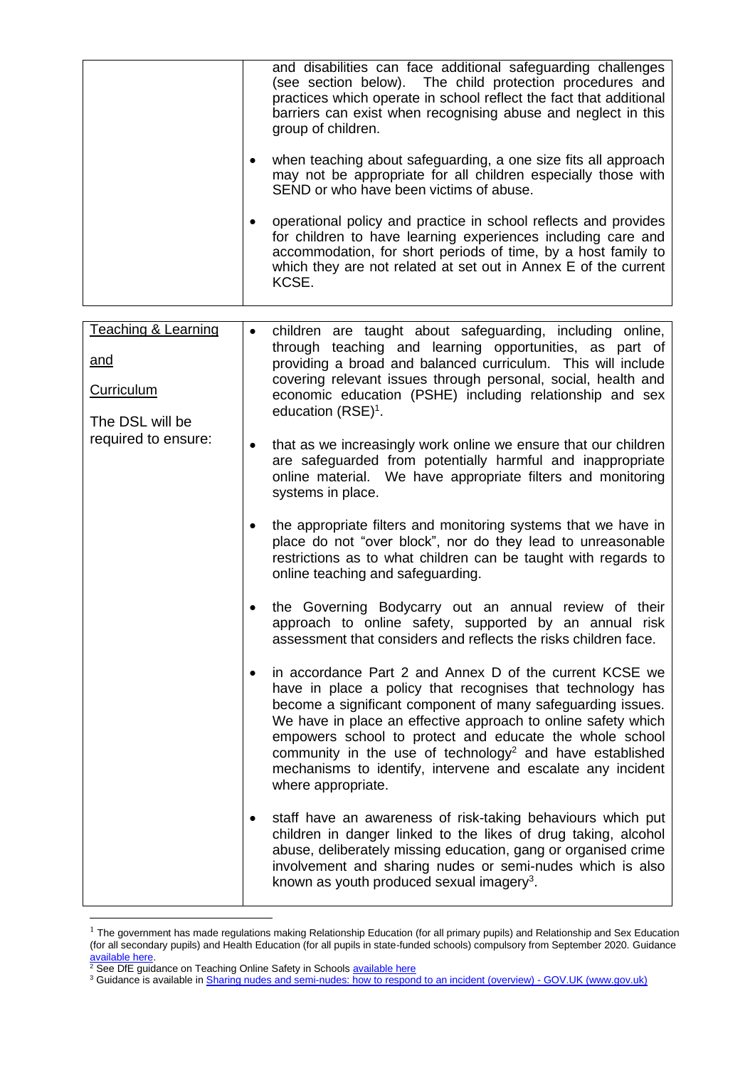| | |
|---|---|
| | and disabilities can face additional safeguarding challenges (see section below). The child protection procedures and practices which operate in school reflect the fact that additional barriers can exist when recognising abuse and neglect in this group of children.<br><br>• when teaching about safeguarding, a one size fits all approach may not be appropriate for all children especially those with SEND or who have been victims of abuse.<br><br>• operational policy and practice in school reflects and provides for children to have learning experiences including care and accommodation, for short periods of time, by a host family to which they are not related at set out in Annex E of the current KCSE. |

| | |
|---|---|
| Teaching & Learning<br><br>and<br><br>Curriculum<br><br>The DSL will be required to ensure: | • children are taught about safeguarding, including online, through teaching and learning opportunities, as part of providing a broad and balanced curriculum. This will include covering relevant issues through personal, social, health and economic education (PSHE) including relationship and sex education (RSE)[1].<br><br>• that as we increasingly work online we ensure that our children are safeguarded from potentially harmful and inappropriate online material. We have appropriate filters and monitoring systems in place.<br><br>• the appropriate filters and monitoring systems that we have in place do not "over block", nor do they lead to unreasonable restrictions as to what children can be taught with regards to online teaching and safeguarding.<br><br>• the Governing Bodycarry out an annual review of their approach to online safety, supported by an annual risk assessment that considers and reflects the risks children face.<br><br>• in accordance Part 2 and Annex D of the current KCSE we have in place a policy that recognises that technology has become a significant component of many safeguarding issues. We have in place an effective approach to online safety which empowers school to protect and educate the whole school community in the use of technology[2] and have established mechanisms to identify, intervene and escalate any incident where appropriate.<br><br>• staff have an awareness of risk-taking behaviours which put children in danger linked to the likes of drug taking, alcohol abuse, deliberately missing education, gang or organised crime involvement and sharing nudes or semi-nudes which is also known as youth produced sexual imagery[3]. |

[1] The government has made regulations making Relationship Education (for all primary pupils) and Relationship and Sex Education (for all secondary pupils) and Health Education (for all pupils in state-funded schools) compulsory from September 2020. Guidance available here.

[2] See DfE guidance on Teaching Online Safety in Schools available here

[3] Guidance is available in Sharing nudes and semi-nudes: how to respond to an incident (overview) - GOV.UK (www.gov.uk)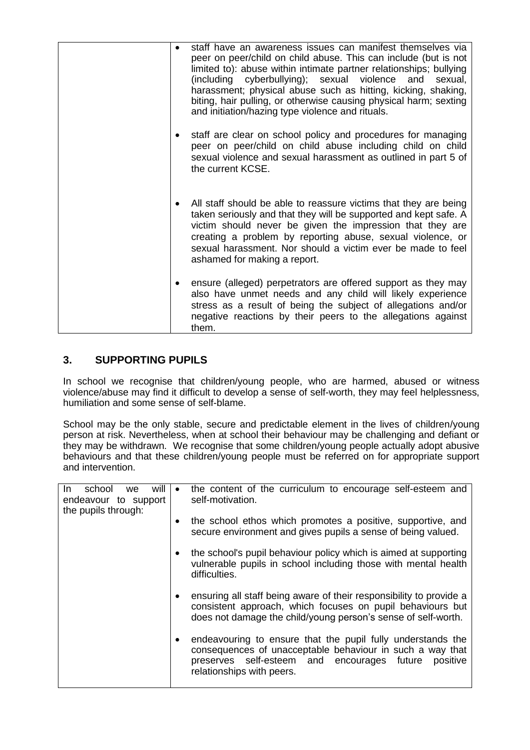| | |
|---|---|
| | • staff have an awareness issues can manifest themselves via peer on peer/child on child abuse. This can include (but is not limited to): abuse within intimate partner relationships; bullying (including cyberbullying); sexual violence and sexual, harassment; physical abuse such as hitting, kicking, shaking, biting, hair pulling, or otherwise causing physical harm; sexting and initiation/hazing type violence and rituals.<br><br>• staff are clear on school policy and procedures for managing peer on peer/child on child abuse including child on child sexual violence and sexual harassment as outlined in part 5 of the current KCSE.<br><br>• All staff should be able to reassure victims that they are being taken seriously and that they will be supported and kept safe. A victim should never be given the impression that they are creating a problem by reporting abuse, sexual violence, or sexual harassment. Nor should a victim ever be made to feel ashamed for making a report.<br><br>• ensure (alleged) perpetrators are offered support as they may also have unmet needs and any child will likely experience stress as a result of being the subject of allegations and/or negative reactions by their peers to the allegations against them. |

## 3. SUPPORTING PUPILS

In school we recognise that children/young people, who are harmed, abused or witness violence/abuse may find it difficult to develop a sense of self-worth, they may feel helplessness, humiliation and some sense of self-blame.

School may be the only stable, secure and predictable element in the lives of children/young person at risk. Nevertheless, when at school their behaviour may be challenging and defiant or they may be withdrawn. We recognise that some children/young people actually adopt abusive behaviours and that these children/young people must be referred on for appropriate support and intervention.

| | |
|---|---|
| In school we will endeavour to support the pupils through: | • the content of the curriculum to encourage self-esteem and self-motivation.<br><br>• the school ethos which promotes a positive, supportive, and secure environment and gives pupils a sense of being valued.<br><br>• the school's pupil behaviour policy which is aimed at supporting vulnerable pupils in school including those with mental health difficulties.<br><br>• ensuring all staff being aware of their responsibility to provide a consistent approach, which focuses on pupil behaviours but does not damage the child/young person's sense of self-worth.<br><br>• endeavouring to ensure that the pupil fully understands the consequences of unacceptable behaviour in such a way that preserves self-esteem and encourages future positive relationships with peers. |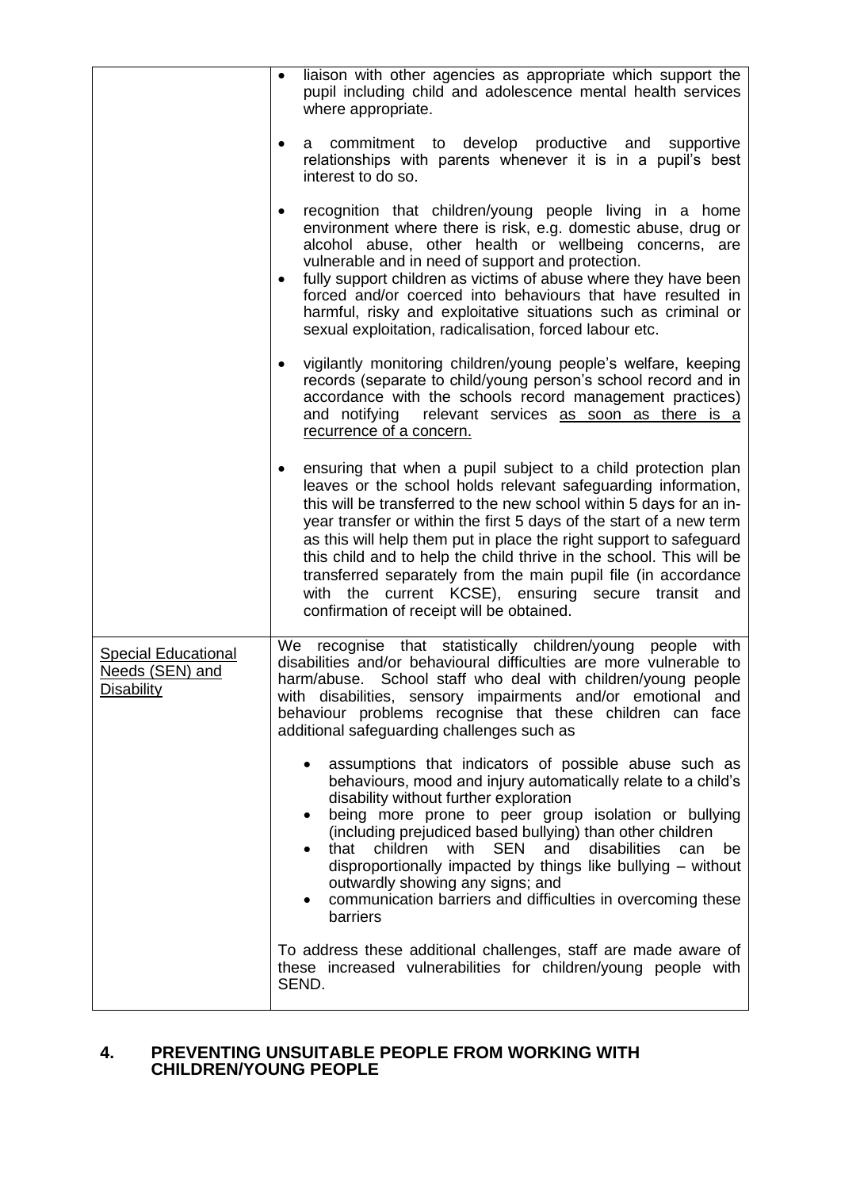| | |
|---|---|
| | • liaison with other agencies as appropriate which support the pupil including child and adolescence mental health services where appropriate.<br><br>• a commitment to develop productive and supportive relationships with parents whenever it is in a pupil's best interest to do so.<br><br>• recognition that children/young people living in a home environment where there is risk, e.g. domestic abuse, drug or alcohol abuse, other health or wellbeing concerns, are vulnerable and in need of support and protection.<br>• fully support children as victims of abuse where they have been forced and/or coerced into behaviours that have resulted in harmful, risky and exploitative situations such as criminal or sexual exploitation, radicalisation, forced labour etc.<br><br>• vigilantly monitoring children/young people's welfare, keeping records (separate to child/young person's school record and in accordance with the schools record management practices) and notifying relevant services <u>as soon as there is a recurrence of a concern.</u><br><br>• ensuring that when a pupil subject to a child protection plan leaves or the school holds relevant safeguarding information, this will be transferred to the new school within 5 days for an in-year transfer or within the first 5 days of the start of a new term as this will help them put in place the right support to safeguard this child and to help the child thrive in the school. This will be transferred separately from the main pupil file (in accordance with the current KCSE), ensuring secure transit and confirmation of receipt will be obtained. |
| <u>Special Educational Needs (SEN) and Disability</u> | We recognise that statistically children/young people with disabilities and/or behavioural difficulties are more vulnerable to harm/abuse. School staff who deal with children/young people with disabilities, sensory impairments and/or emotional and behaviour problems recognise that these children can face additional safeguarding challenges such as<br><br>• assumptions that indicators of possible abuse such as behaviours, mood and injury automatically relate to a child's disability without further exploration<br>• being more prone to peer group isolation or bullying (including prejudiced based bullying) than other children<br>• that children with SEN and disabilities can be disproportionally impacted by things like bullying – without outwardly showing any signs; and<br>• communication barriers and difficulties in overcoming these barriers<br><br>To address these additional challenges, staff are made aware of these increased vulnerabilities for children/young people with SEND. |

## 4. PREVENTING UNSUITABLE PEOPLE FROM WORKING WITH CHILDREN/YOUNG PEOPLE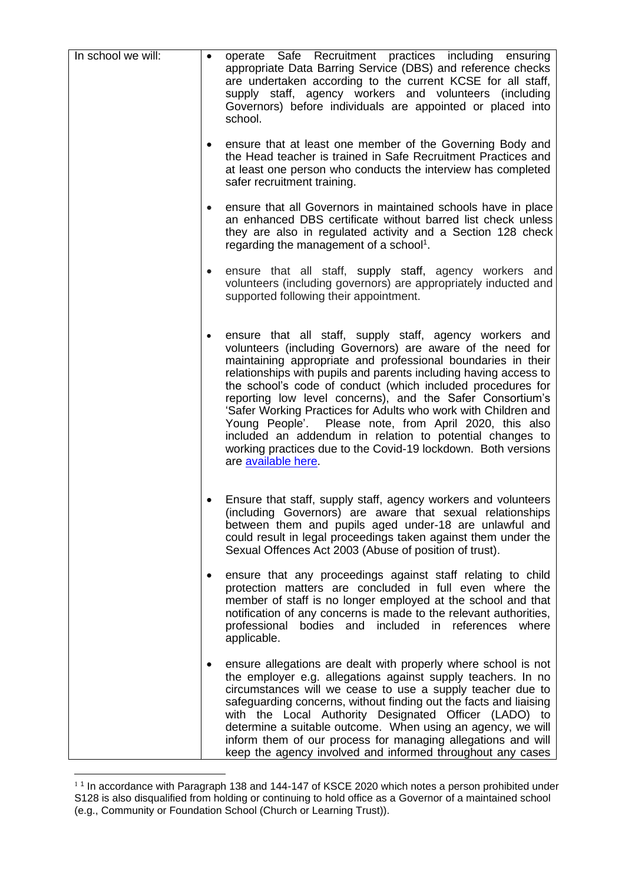| In school we will: | <ul><li>operate Safe Recruitment practices including ensuring appropriate Data Barring Service (DBS) and reference checks are undertaken according to the current KCSE for all staff, supply staff, agency workers and volunteers (including Governors) before individuals are appointed or placed into school.</li><li>ensure that at least one member of the Governing Body and the Head teacher is trained in Safe Recruitment Practices and at least one person who conducts the interview has completed safer recruitment training.</li><li>ensure that all Governors in maintained schools have in place an enhanced DBS certificate without barred list check unless they are also in regulated activity and a Section 128 check regarding the management of a school[1].</li><li>ensure that all staff, supply staff, agency workers and volunteers (including governors) are appropriately inducted and supported following their appointment.</li><li>ensure that all staff, supply staff, agency workers and volunteers (including Governors) are aware of the need for maintaining appropriate and professional boundaries in their relationships with pupils and parents including having access to the school's code of conduct (which included procedures for reporting low level concerns), and the Safer Consortium's 'Safer Working Practices for Adults who work with Children and Young People'. Please note, from April 2020, this also included an addendum in relation to potential changes to working practices due to the Covid-19 lockdown. Both versions are available here.</li><li>Ensure that staff, supply staff, agency workers and volunteers (including Governors) are aware that sexual relationships between them and pupils aged under-18 are unlawful and could result in legal proceedings taken against them under the Sexual Offences Act 2003 (Abuse of position of trust).</li><li>ensure that any proceedings against staff relating to child protection matters are concluded in full even where the member of staff is no longer employed at the school and that notification of any concerns is made to the relevant authorities, professional bodies and included in references where applicable.</li><li>ensure allegations are dealt with properly where school is not the employer e.g. allegations against supply teachers. In no circumstances will we cease to use a supply teacher due to safeguarding concerns, without finding out the facts and liaising with the Local Authority Designated Officer (LADO) to determine a suitable outcome. When using an agency, we will inform them of our process for managing allegations and will keep the agency involved and informed throughout any cases</li></ul> |
|---|---|

[1] [1] In accordance with Paragraph 138 and 144-147 of KSCE 2020 which notes a person prohibited under S128 is also disqualified from holding or continuing to hold office as a Governor of a maintained school (e.g., Community or Foundation School (Church or Learning Trust)).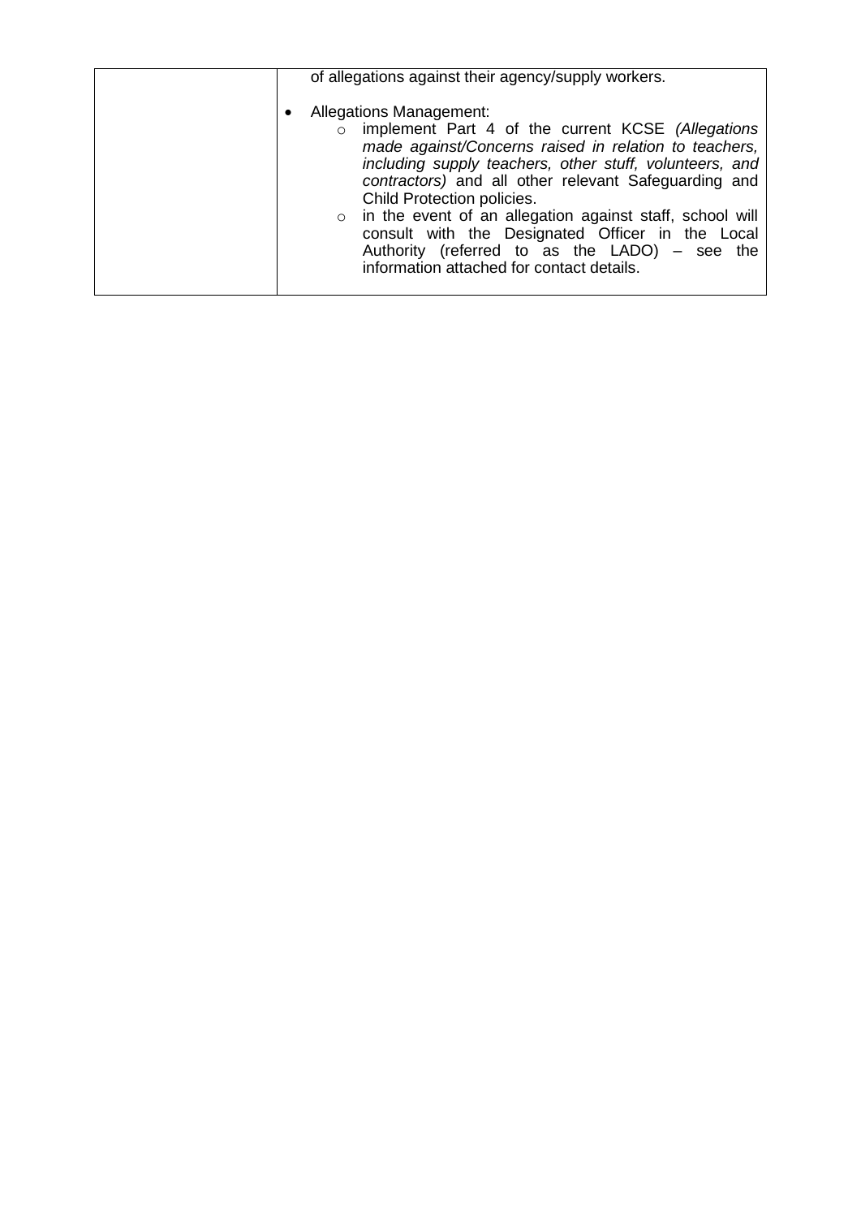|  | of allegations against their agency/supply workers.<br><br>• Allegations Management:<br>&nbsp;&nbsp;&nbsp;&nbsp;○ implement Part 4 of the current KCSE *(Allegations made against/Concerns raised in relation to teachers, including supply teachers, other stuff, volunteers, and contractors)* and all other relevant Safeguarding and Child Protection policies.<br>&nbsp;&nbsp;&nbsp;&nbsp;○ in the event of an allegation against staff, school will consult with the Designated Officer in the Local Authority (referred to as the LADO) – see the information attached for contact details. |
|---|---|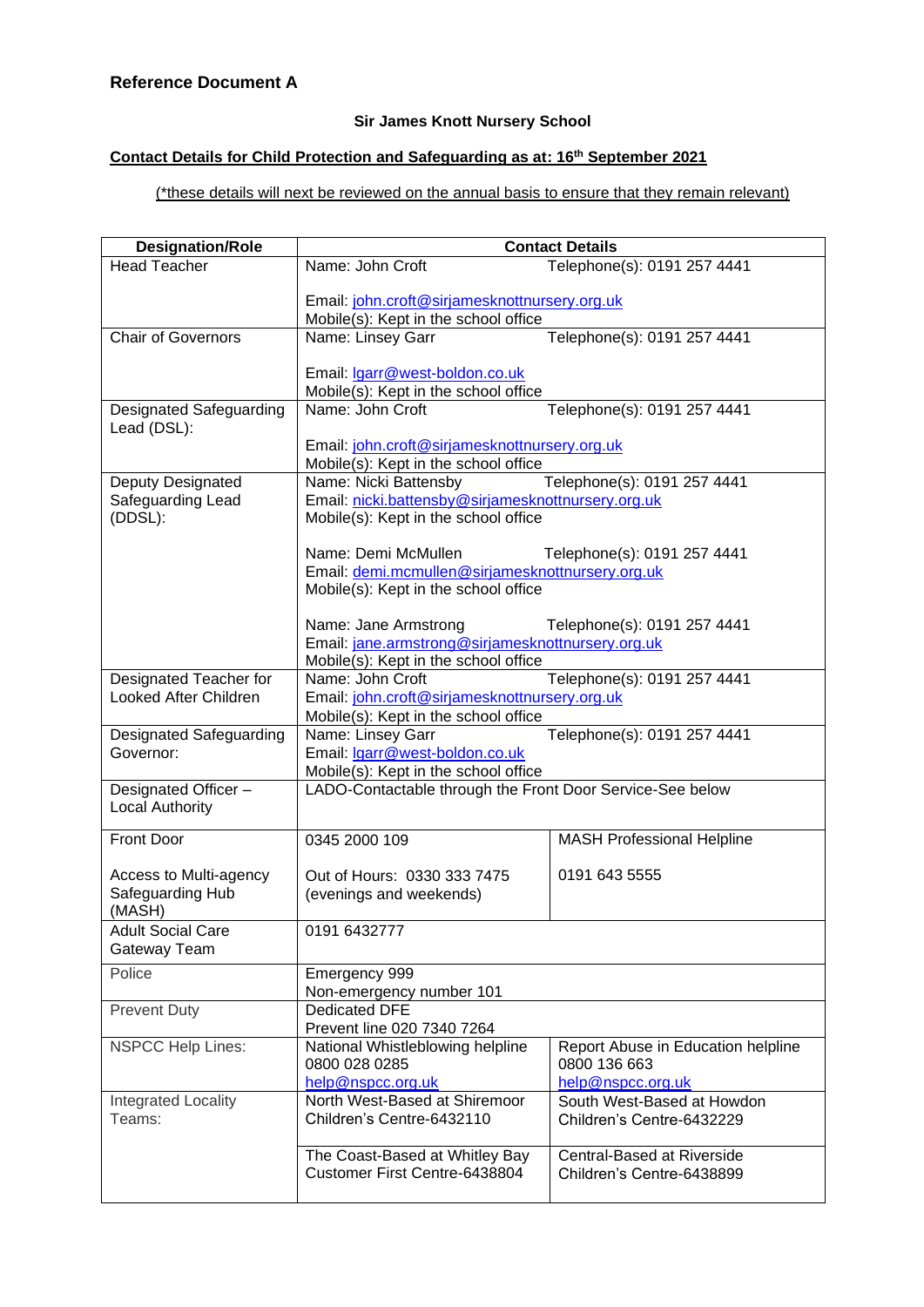**Reference Document A**

**Sir James Knott Nursery School**

**Contact Details for Child Protection and Safeguarding as at: 16th September 2021**

(*these details will next be reviewed on the annual basis to ensure that they remain relevant)

| Designation/Role | Contact Details | |
|---|---|---|
| Head Teacher | Name: John Croft Telephone(s): 0191 257 4441<br><br>Email: john.croft@sirjamesknottnursery.org.uk<br>Mobile(s): Kept in the school office | |
| Chair of Governors | Name: Linsey Garr Telephone(s): 0191 257 4441<br><br>Email: lgarr@west-boldon.co.uk<br>Mobile(s): Kept in the school office | |
| Designated Safeguarding Lead (DSL): | Name: John Croft Telephone(s): 0191 257 4441<br><br>Email: john.croft@sirjamesknottnursery.org.uk<br>Mobile(s): Kept in the school office | |
| Deputy Designated Safeguarding Lead (DDSL): | Name: Nicki Battensby Telephone(s): 0191 257 4441<br>Email: nicki.battensby@sirjamesknottnursery.org.uk<br>Mobile(s): Kept in the school office<br><br>Name: Demi McMullen Telephone(s): 0191 257 4441<br>Email: demi.mcmullen@sirjamesknottnursery.org.uk<br>Mobile(s): Kept in the school office<br><br>Name: Jane Armstrong Telephone(s): 0191 257 4441<br>Email: jane.armstrong@sirjamesknottnursery.org.uk<br>Mobile(s): Kept in the school office | |
| Designated Teacher for Looked After Children | Name: John Croft Telephone(s): 0191 257 4441<br>Email: john.croft@sirjamesknottnursery.org.uk<br>Mobile(s): Kept in the school office | |
| Designated Safeguarding Governor: | Name: Linsey Garr Telephone(s): 0191 257 4441<br>Email: lgarr@west-boldon.co.uk<br>Mobile(s): Kept in the school office | |
| Designated Officer – Local Authority | LADO-Contactable through the Front Door Service-See below | |
| Front Door<br><br>Access to Multi-agency Safeguarding Hub (MASH) | 0345 2000 109<br><br>Out of Hours: 0330 333 7475 (evenings and weekends) | MASH Professional Helpline<br><br>0191 643 5555 |
| Adult Social Care Gateway Team | 0191 6432777 | |
| Police | Emergency 999<br>Non-emergency number 101 | |
| Prevent Duty | Dedicated DFE<br>Prevent line 020 7340 7264 | |
| NSPCC Help Lines: | National Whistleblowing helpline<br>0800 028 0285<br>help@nspcc.org.uk | Report Abuse in Education helpline<br>0800 136 663<br>help@nspcc.org.uk |
| Integrated Locality Teams: | North West-Based at Shiremoor Children's Centre-6432110 | South West-Based at Howdon Children's Centre-6432229 |
| | The Coast-Based at Whitley Bay Customer First Centre-6438804 | Central-Based at Riverside Children's Centre-6438899 |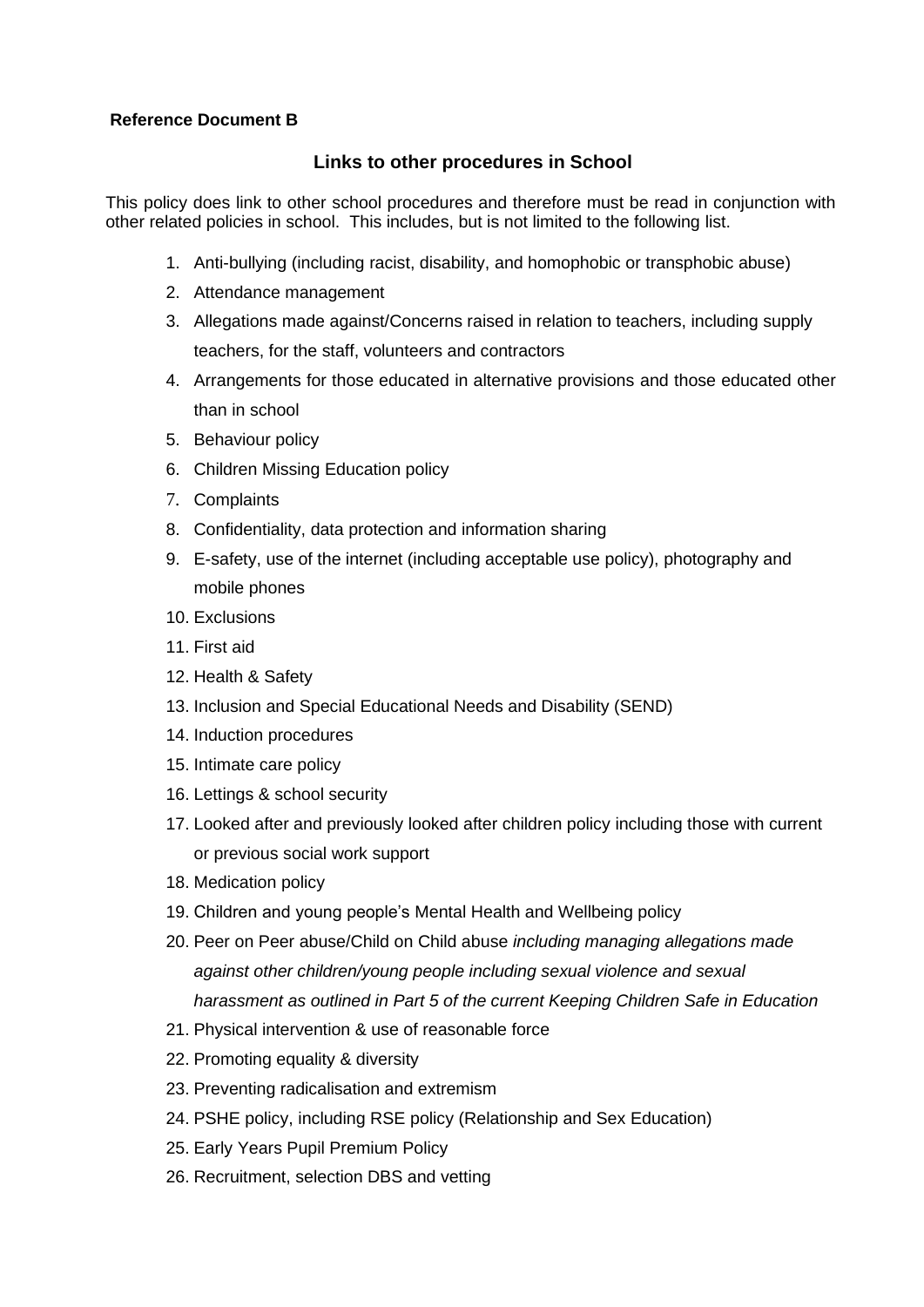**Reference Document B**

## Links to other procedures in School

This policy does link to other school procedures and therefore must be read in conjunction with other related policies in school. This includes, but is not limited to the following list.

1. Anti-bullying (including racist, disability, and homophobic or transphobic abuse)
2. Attendance management
3. Allegations made against/Concerns raised in relation to teachers, including supply teachers, for the staff, volunteers and contractors
4. Arrangements for those educated in alternative provisions and those educated other than in school
5. Behaviour policy
6. Children Missing Education policy
7. Complaints
8. Confidentiality, data protection and information sharing
9. E-safety, use of the internet (including acceptable use policy), photography and mobile phones
10. Exclusions
11. First aid
12. Health & Safety
13. Inclusion and Special Educational Needs and Disability (SEND)
14. Induction procedures
15. Intimate care policy
16. Lettings & school security
17. Looked after and previously looked after children policy including those with current or previous social work support
18. Medication policy
19. Children and young people's Mental Health and Wellbeing policy
20. Peer on Peer abuse/Child on Child abuse *including managing allegations made against other children/young people including sexual violence and sexual harassment as outlined in Part 5 of the current Keeping Children Safe in Education*
21. Physical intervention & use of reasonable force
22. Promoting equality & diversity
23. Preventing radicalisation and extremism
24. PSHE policy, including RSE policy (Relationship and Sex Education)
25. Early Years Pupil Premium Policy
26. Recruitment, selection DBS and vetting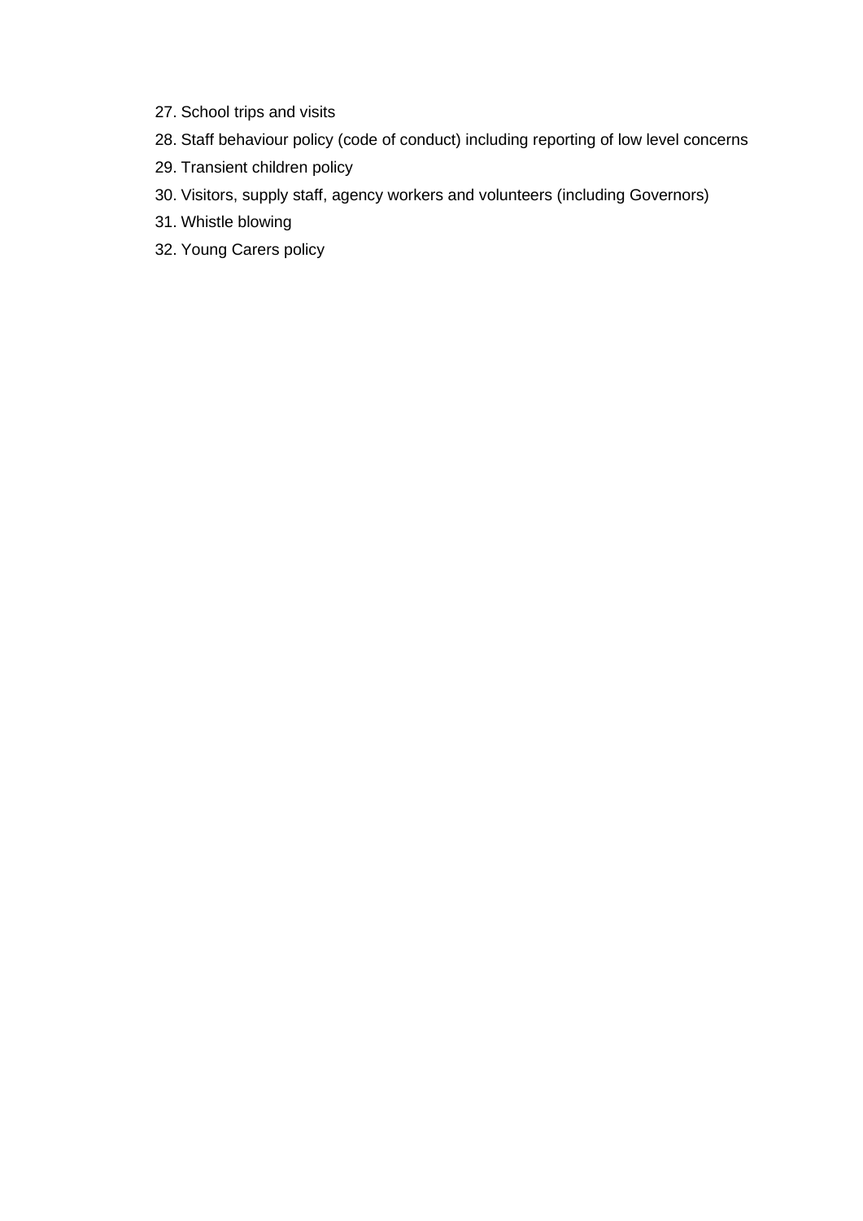27. School trips and visits
28. Staff behaviour policy (code of conduct) including reporting of low level concerns
29. Transient children policy
30. Visitors, supply staff, agency workers and volunteers (including Governors)
31. Whistle blowing
32. Young Carers policy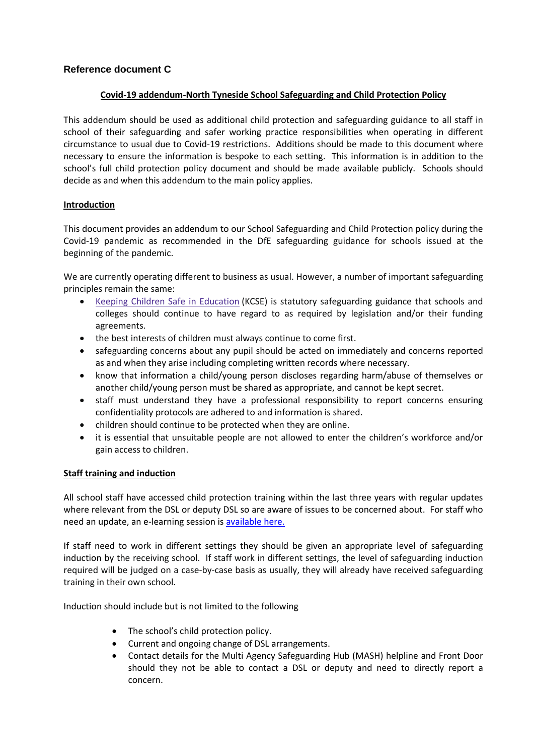**Reference document C**

**Covid-19 addendum-North Tyneside School Safeguarding and Child Protection Policy**

This addendum should be used as additional child protection and safeguarding guidance to all staff in school of their safeguarding and safer working practice responsibilities when operating in different circumstance to usual due to Covid-19 restrictions. Additions should be made to this document where necessary to ensure the information is bespoke to each setting. This information is in addition to the school's full child protection policy document and should be made available publicly. Schools should decide as and when this addendum to the main policy applies.

**Introduction**

This document provides an addendum to our School Safeguarding and Child Protection policy during the Covid-19 pandemic as recommended in the DfE safeguarding guidance for schools issued at the beginning of the pandemic.

We are currently operating different to business as usual. However, a number of important safeguarding principles remain the same:

- Keeping Children Safe in Education (KCSE) is statutory safeguarding guidance that schools and colleges should continue to have regard to as required by legislation and/or their funding agreements.
- the best interests of children must always continue to come first.
- safeguarding concerns about any pupil should be acted on immediately and concerns reported as and when they arise including completing written records where necessary.
- know that information a child/young person discloses regarding harm/abuse of themselves or another child/young person must be shared as appropriate, and cannot be kept secret.
- staff must understand they have a professional responsibility to report concerns ensuring confidentiality protocols are adhered to and information is shared.
- children should continue to be protected when they are online.
- it is essential that unsuitable people are not allowed to enter the children's workforce and/or gain access to children.

**Staff training and induction**

All school staff have accessed child protection training within the last three years with regular updates where relevant from the DSL or deputy DSL so are aware of issues to be concerned about. For staff who need an update, an e-learning session is available here.

If staff need to work in different settings they should be given an appropriate level of safeguarding induction by the receiving school. If staff work in different settings, the level of safeguarding induction required will be judged on a case-by-case basis as usually, they will already have received safeguarding training in their own school.

Induction should include but is not limited to the following

- The school's child protection policy.
- Current and ongoing change of DSL arrangements.
- Contact details for the Multi Agency Safeguarding Hub (MASH) helpline and Front Door should they not be able to contact a DSL or deputy and need to directly report a concern.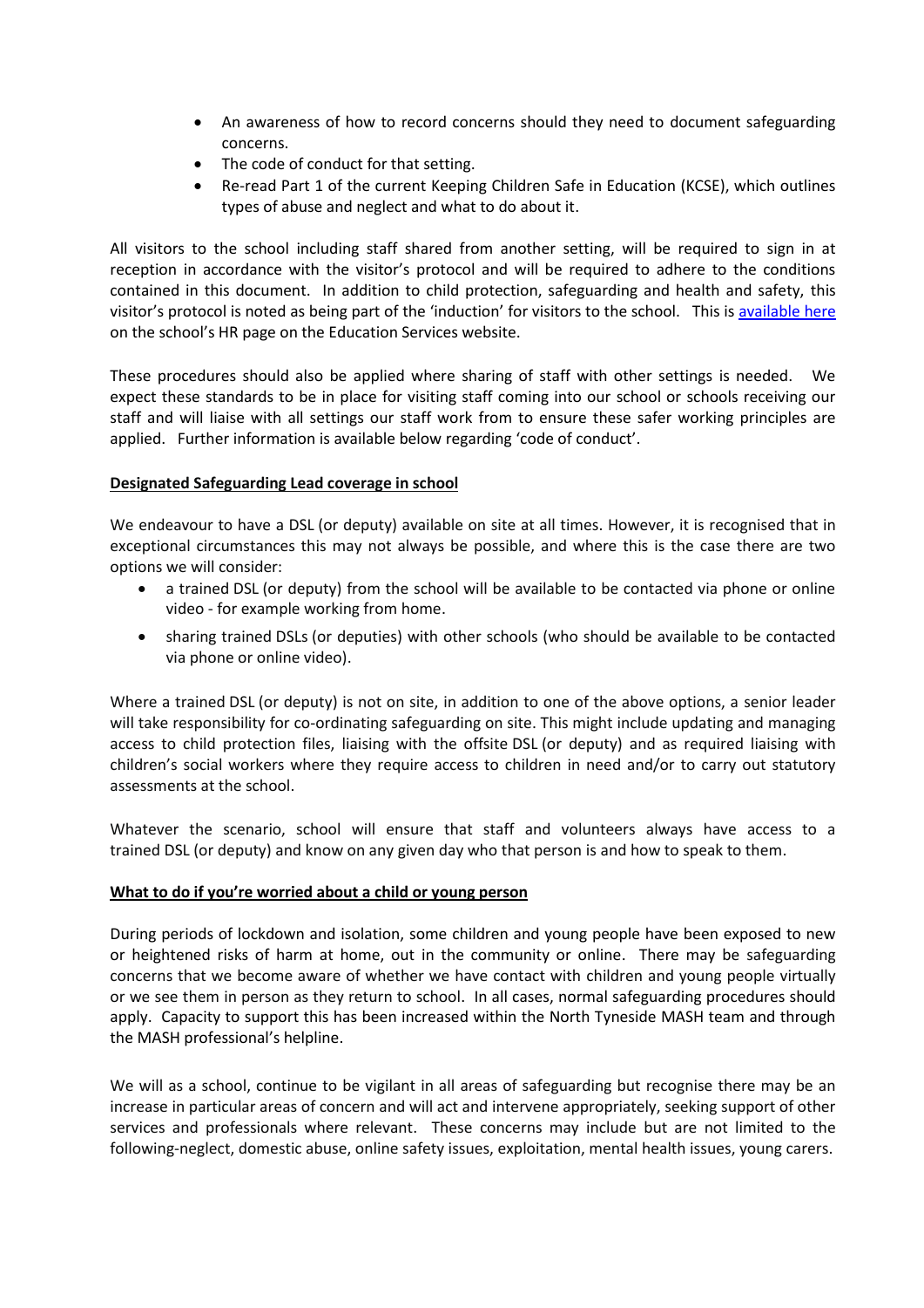- An awareness of how to record concerns should they need to document safeguarding concerns.
- The code of conduct for that setting.
- Re-read Part 1 of the current Keeping Children Safe in Education (KCSE), which outlines types of abuse and neglect and what to do about it.

All visitors to the school including staff shared from another setting, will be required to sign in at reception in accordance with the visitor's protocol and will be required to adhere to the conditions contained in this document. In addition to child protection, safeguarding and health and safety, this visitor's protocol is noted as being part of the 'induction' for visitors to the school. This is available here on the school's HR page on the Education Services website.

These procedures should also be applied where sharing of staff with other settings is needed. We expect these standards to be in place for visiting staff coming into our school or schools receiving our staff and will liaise with all settings our staff work from to ensure these safer working principles are applied. Further information is available below regarding 'code of conduct'.

**Designated Safeguarding Lead coverage in school**

We endeavour to have a DSL (or deputy) available on site at all times. However, it is recognised that in exceptional circumstances this may not always be possible, and where this is the case there are two options we will consider:

- a trained DSL (or deputy) from the school will be available to be contacted via phone or online video - for example working from home.
- sharing trained DSLs (or deputies) with other schools (who should be available to be contacted via phone or online video).

Where a trained DSL (or deputy) is not on site, in addition to one of the above options, a senior leader will take responsibility for co-ordinating safeguarding on site. This might include updating and managing access to child protection files, liaising with the offsite DSL (or deputy) and as required liaising with children's social workers where they require access to children in need and/or to carry out statutory assessments at the school.

Whatever the scenario, school will ensure that staff and volunteers always have access to a trained DSL (or deputy) and know on any given day who that person is and how to speak to them.

**What to do if you're worried about a child or young person**

During periods of lockdown and isolation, some children and young people have been exposed to new or heightened risks of harm at home, out in the community or online. There may be safeguarding concerns that we become aware of whether we have contact with children and young people virtually or we see them in person as they return to school. In all cases, normal safeguarding procedures should apply. Capacity to support this has been increased within the North Tyneside MASH team and through the MASH professional's helpline.

We will as a school, continue to be vigilant in all areas of safeguarding but recognise there may be an increase in particular areas of concern and will act and intervene appropriately, seeking support of other services and professionals where relevant. These concerns may include but are not limited to the following-neglect, domestic abuse, online safety issues, exploitation, mental health issues, young carers.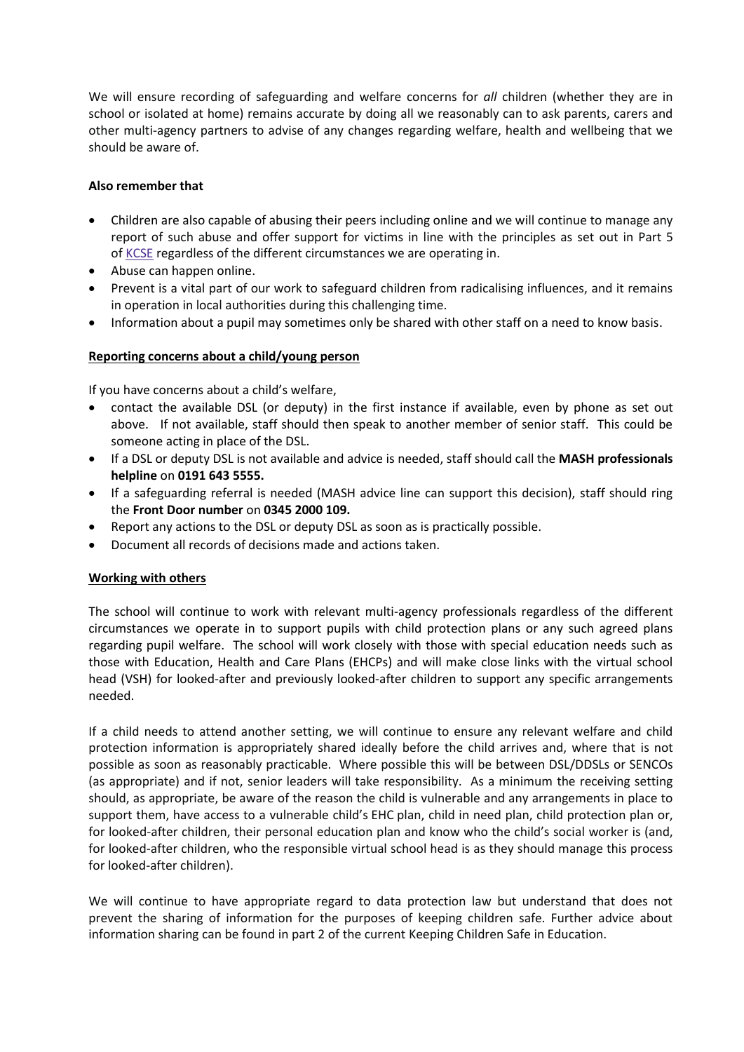We will ensure recording of safeguarding and welfare concerns for *all* children (whether they are in school or isolated at home) remains accurate by doing all we reasonably can to ask parents, carers and other multi-agency partners to advise of any changes regarding welfare, health and wellbeing that we should be aware of.

**Also remember that**

- Children are also capable of abusing their peers including online and we will continue to manage any report of such abuse and offer support for victims in line with the principles as set out in Part 5 of KCSE regardless of the different circumstances we are operating in.
- Abuse can happen online.
- Prevent is a vital part of our work to safeguard children from radicalising influences, and it remains in operation in local authorities during this challenging time.
- Information about a pupil may sometimes only be shared with other staff on a need to know basis.

**Reporting concerns about a child/young person**

If you have concerns about a child's welfare,

- contact the available DSL (or deputy) in the first instance if available, even by phone as set out above. If not available, staff should then speak to another member of senior staff. This could be someone acting in place of the DSL.
- If a DSL or deputy DSL is not available and advice is needed, staff should call the **MASH professionals helpline** on **0191 643 5555.**
- If a safeguarding referral is needed (MASH advice line can support this decision), staff should ring the **Front Door number** on **0345 2000 109.**
- Report any actions to the DSL or deputy DSL as soon as is practically possible.
- Document all records of decisions made and actions taken.

**Working with others**

The school will continue to work with relevant multi-agency professionals regardless of the different circumstances we operate in to support pupils with child protection plans or any such agreed plans regarding pupil welfare. The school will work closely with those with special education needs such as those with Education, Health and Care Plans (EHCPs) and will make close links with the virtual school head (VSH) for looked-after and previously looked-after children to support any specific arrangements needed.

If a child needs to attend another setting, we will continue to ensure any relevant welfare and child protection information is appropriately shared ideally before the child arrives and, where that is not possible as soon as reasonably practicable. Where possible this will be between DSL/DDSLs or SENCOs (as appropriate) and if not, senior leaders will take responsibility. As a minimum the receiving setting should, as appropriate, be aware of the reason the child is vulnerable and any arrangements in place to support them, have access to a vulnerable child's EHC plan, child in need plan, child protection plan or, for looked-after children, their personal education plan and know who the child's social worker is (and, for looked-after children, who the responsible virtual school head is as they should manage this process for looked-after children).

We will continue to have appropriate regard to data protection law but understand that does not prevent the sharing of information for the purposes of keeping children safe. Further advice about information sharing can be found in part 2 of the current Keeping Children Safe in Education.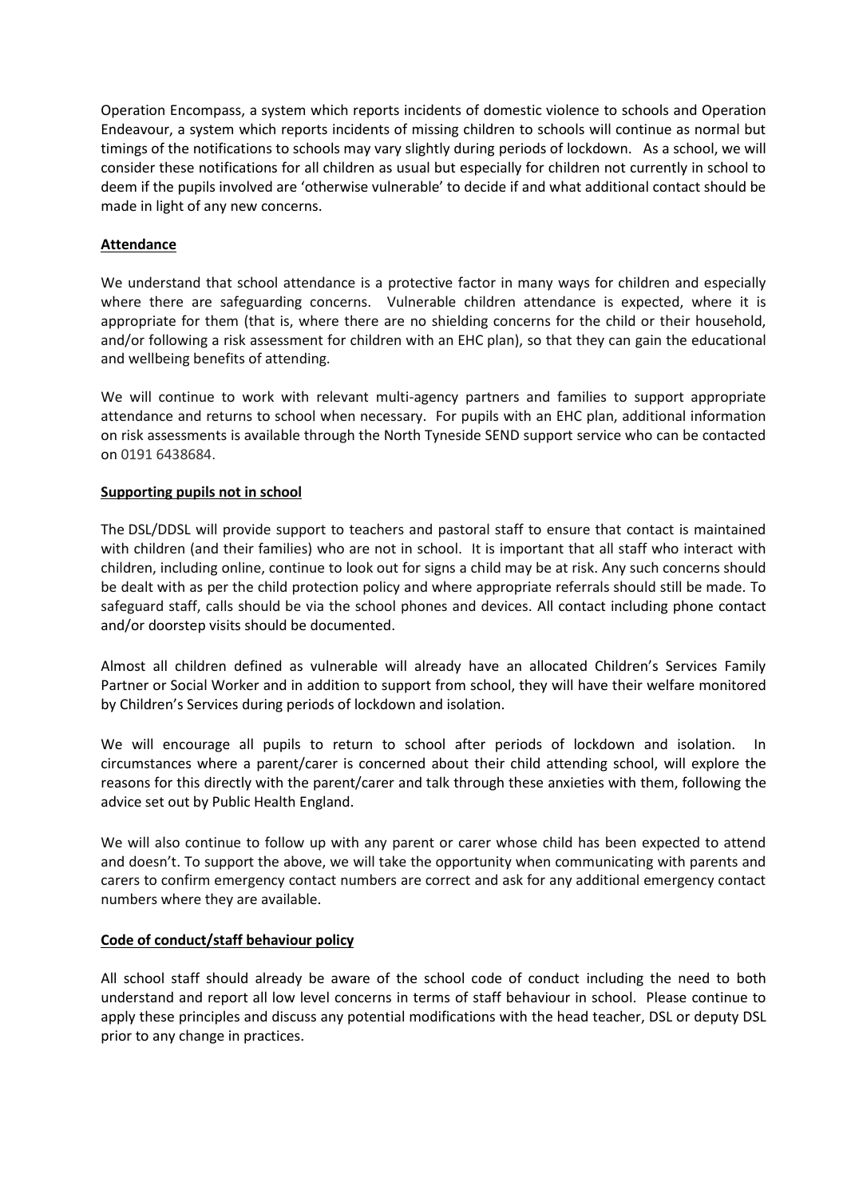Operation Encompass, a system which reports incidents of domestic violence to schools and Operation Endeavour, a system which reports incidents of missing children to schools will continue as normal but timings of the notifications to schools may vary slightly during periods of lockdown. As a school, we will consider these notifications for all children as usual but especially for children not currently in school to deem if the pupils involved are 'otherwise vulnerable' to decide if and what additional contact should be made in light of any new concerns.

## Attendance

We understand that school attendance is a protective factor in many ways for children and especially where there are safeguarding concerns. Vulnerable children attendance is expected, where it is appropriate for them (that is, where there are no shielding concerns for the child or their household, and/or following a risk assessment for children with an EHC plan), so that they can gain the educational and wellbeing benefits of attending.

We will continue to work with relevant multi-agency partners and families to support appropriate attendance and returns to school when necessary. For pupils with an EHC plan, additional information on risk assessments is available through the North Tyneside SEND support service who can be contacted on 0191 6438684.

## Supporting pupils not in school

The DSL/DDSL will provide support to teachers and pastoral staff to ensure that contact is maintained with children (and their families) who are not in school. It is important that all staff who interact with children, including online, continue to look out for signs a child may be at risk. Any such concerns should be dealt with as per the child protection policy and where appropriate referrals should still be made. To safeguard staff, calls should be via the school phones and devices. All contact including phone contact and/or doorstep visits should be documented.

Almost all children defined as vulnerable will already have an allocated Children's Services Family Partner or Social Worker and in addition to support from school, they will have their welfare monitored by Children's Services during periods of lockdown and isolation.

We will encourage all pupils to return to school after periods of lockdown and isolation. In circumstances where a parent/carer is concerned about their child attending school, will explore the reasons for this directly with the parent/carer and talk through these anxieties with them, following the advice set out by Public Health England.

We will also continue to follow up with any parent or carer whose child has been expected to attend and doesn't. To support the above, we will take the opportunity when communicating with parents and carers to confirm emergency contact numbers are correct and ask for any additional emergency contact numbers where they are available.

## Code of conduct/staff behaviour policy

All school staff should already be aware of the school code of conduct including the need to both understand and report all low level concerns in terms of staff behaviour in school. Please continue to apply these principles and discuss any potential modifications with the head teacher, DSL or deputy DSL prior to any change in practices.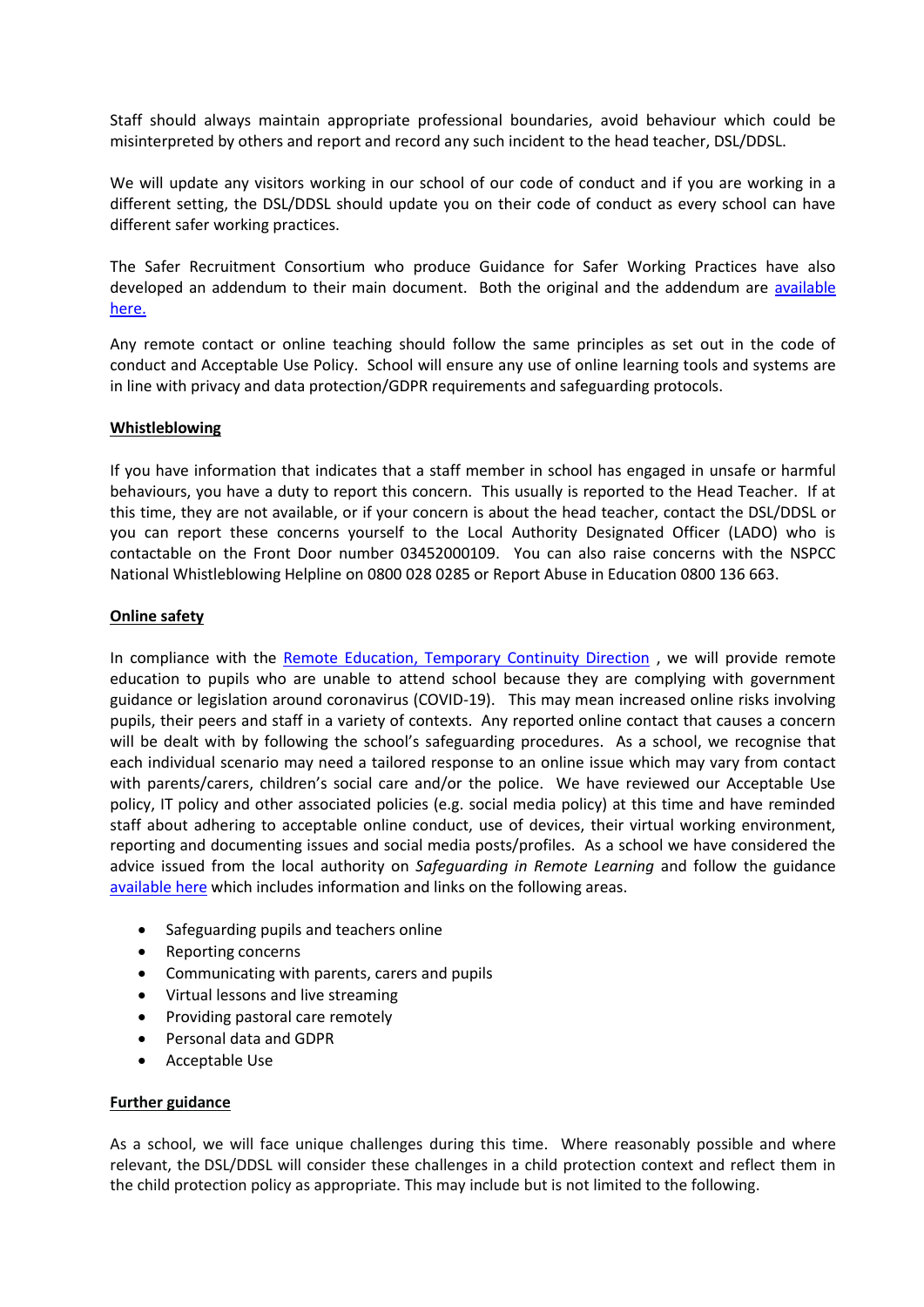Staff should always maintain appropriate professional boundaries, avoid behaviour which could be misinterpreted by others and report and record any such incident to the head teacher, DSL/DDSL.

We will update any visitors working in our school of our code of conduct and if you are working in a different setting, the DSL/DDSL should update you on their code of conduct as every school can have different safer working practices.

The Safer Recruitment Consortium who produce Guidance for Safer Working Practices have also developed an addendum to their main document. Both the original and the addendum are available here.

Any remote contact or online teaching should follow the same principles as set out in the code of conduct and Acceptable Use Policy. School will ensure any use of online learning tools and systems are in line with privacy and data protection/GDPR requirements and safeguarding protocols.

## Whistleblowing

If you have information that indicates that a staff member in school has engaged in unsafe or harmful behaviours, you have a duty to report this concern. This usually is reported to the Head Teacher. If at this time, they are not available, or if your concern is about the head teacher, contact the DSL/DDSL or you can report these concerns yourself to the Local Authority Designated Officer (LADO) who is contactable on the Front Door number 03452000109. You can also raise concerns with the NSPCC National Whistleblowing Helpline on 0800 028 0285 or Report Abuse in Education 0800 136 663.

## Online safety

In compliance with the Remote Education, Temporary Continuity Direction , we will provide remote education to pupils who are unable to attend school because they are complying with government guidance or legislation around coronavirus (COVID-19). This may mean increased online risks involving pupils, their peers and staff in a variety of contexts. Any reported online contact that causes a concern will be dealt with by following the school's safeguarding procedures. As a school, we recognise that each individual scenario may need a tailored response to an online issue which may vary from contact with parents/carers, children's social care and/or the police. We have reviewed our Acceptable Use policy, IT policy and other associated policies (e.g. social media policy) at this time and have reminded staff about adhering to acceptable online conduct, use of devices, their virtual working environment, reporting and documenting issues and social media posts/profiles. As a school we have considered the advice issued from the local authority on *Safeguarding in Remote Learning* and follow the guidance available here which includes information and links on the following areas.

- Safeguarding pupils and teachers online
- Reporting concerns
- Communicating with parents, carers and pupils
- Virtual lessons and live streaming
- Providing pastoral care remotely
- Personal data and GDPR
- Acceptable Use

## Further guidance

As a school, we will face unique challenges during this time. Where reasonably possible and where relevant, the DSL/DDSL will consider these challenges in a child protection context and reflect them in the child protection policy as appropriate. This may include but is not limited to the following.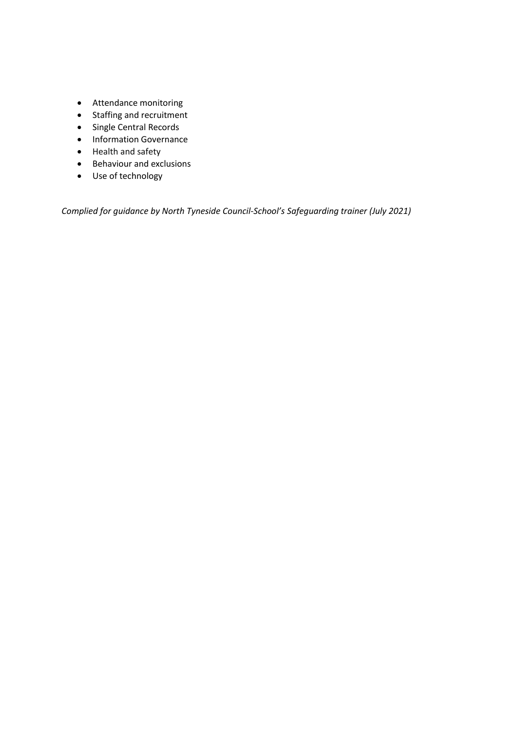- Attendance monitoring
- Staffing and recruitment
- Single Central Records
- Information Governance
- Health and safety
- Behaviour and exclusions
- Use of technology

*Complied for guidance by North Tyneside Council-School's Safeguarding trainer (July 2021)*